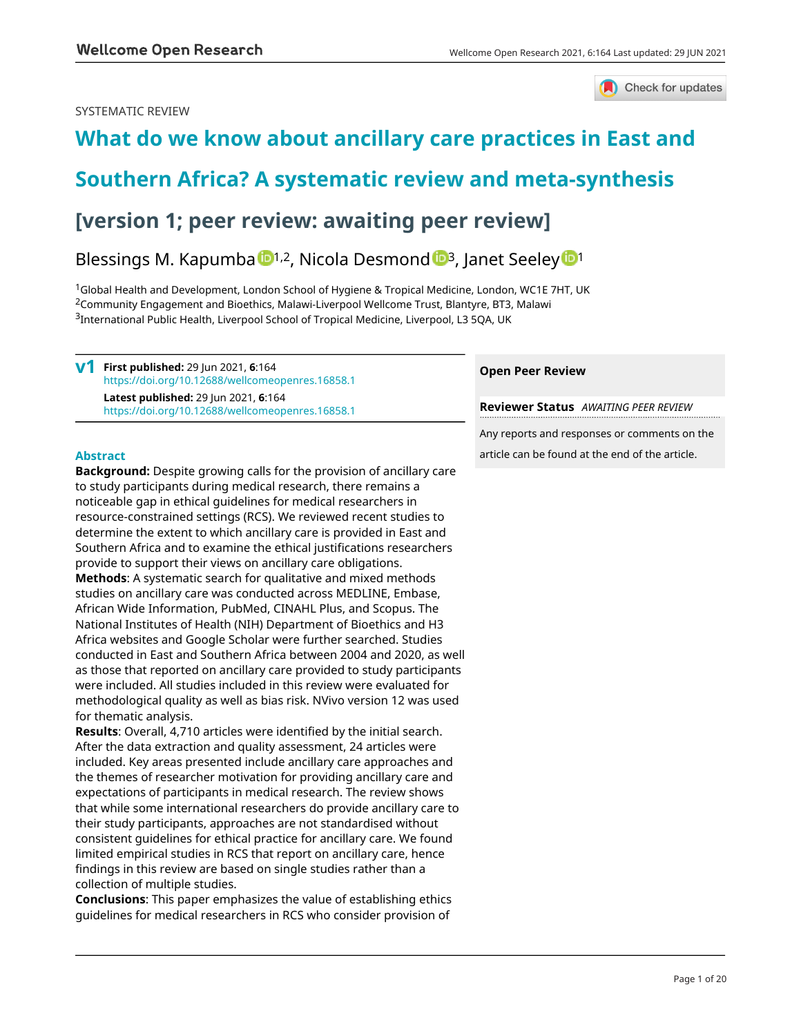SYSTEMATIC REVIEW

# What do we know about ancillary care practices in East and Southern Africa? A systematic review and meta-synthesis [version 1; peer review: awaiting peer review]

Blessings M. Kapumba[1,2], Nicola Desmond[3], Janet Seeley[1]

[1]Global Health and Development, London School of Hygiene & Tropical Medicine, London, WC1E 7HT, UK
[2]Community Engagement and Bioethics, Malawi-Liverpool Wellcome Trust, Blantyre, BT3, Malawi
[3]International Public Health, Liverpool School of Tropical Medicine, Liverpool, L3 5QA, UK

**v1** **First published:** 29 Jun 2021, **6**:164
https://doi.org/10.12688/wellcomeopenres.16858.1
**Latest published:** 29 Jun 2021, **6**:164
https://doi.org/10.12688/wellcomeopenres.16858.1

**Open Peer Review**

**Reviewer Status** *AWAITING PEER REVIEW*

Any reports and responses or comments on the article can be found at the end of the article.

## Abstract

**Background:** Despite growing calls for the provision of ancillary care to study participants during medical research, there remains a noticeable gap in ethical guidelines for medical researchers in resource-constrained settings (RCS). We reviewed recent studies to determine the extent to which ancillary care is provided in East and Southern Africa and to examine the ethical justifications researchers provide to support their views on ancillary care obligations.

**Methods**: A systematic search for qualitative and mixed methods studies on ancillary care was conducted across MEDLINE, Embase, African Wide Information, PubMed, CINAHL Plus, and Scopus. The National Institutes of Health (NIH) Department of Bioethics and H3 Africa websites and Google Scholar were further searched. Studies conducted in East and Southern Africa between 2004 and 2020, as well as those that reported on ancillary care provided to study participants were included. All studies included in this review were evaluated for methodological quality as well as bias risk. NVivo version 12 was used for thematic analysis.

**Results**: Overall, 4,710 articles were identified by the initial search. After the data extraction and quality assessment, 24 articles were included. Key areas presented include ancillary care approaches and the themes of researcher motivation for providing ancillary care and expectations of participants in medical research. The review shows that while some international researchers do provide ancillary care to their study participants, approaches are not standardised without consistent guidelines for ethical practice for ancillary care. We found limited empirical studies in RCS that report on ancillary care, hence findings in this review are based on single studies rather than a collection of multiple studies.

**Conclusions**: This paper emphasizes the value of establishing ethics guidelines for medical researchers in RCS who consider provision of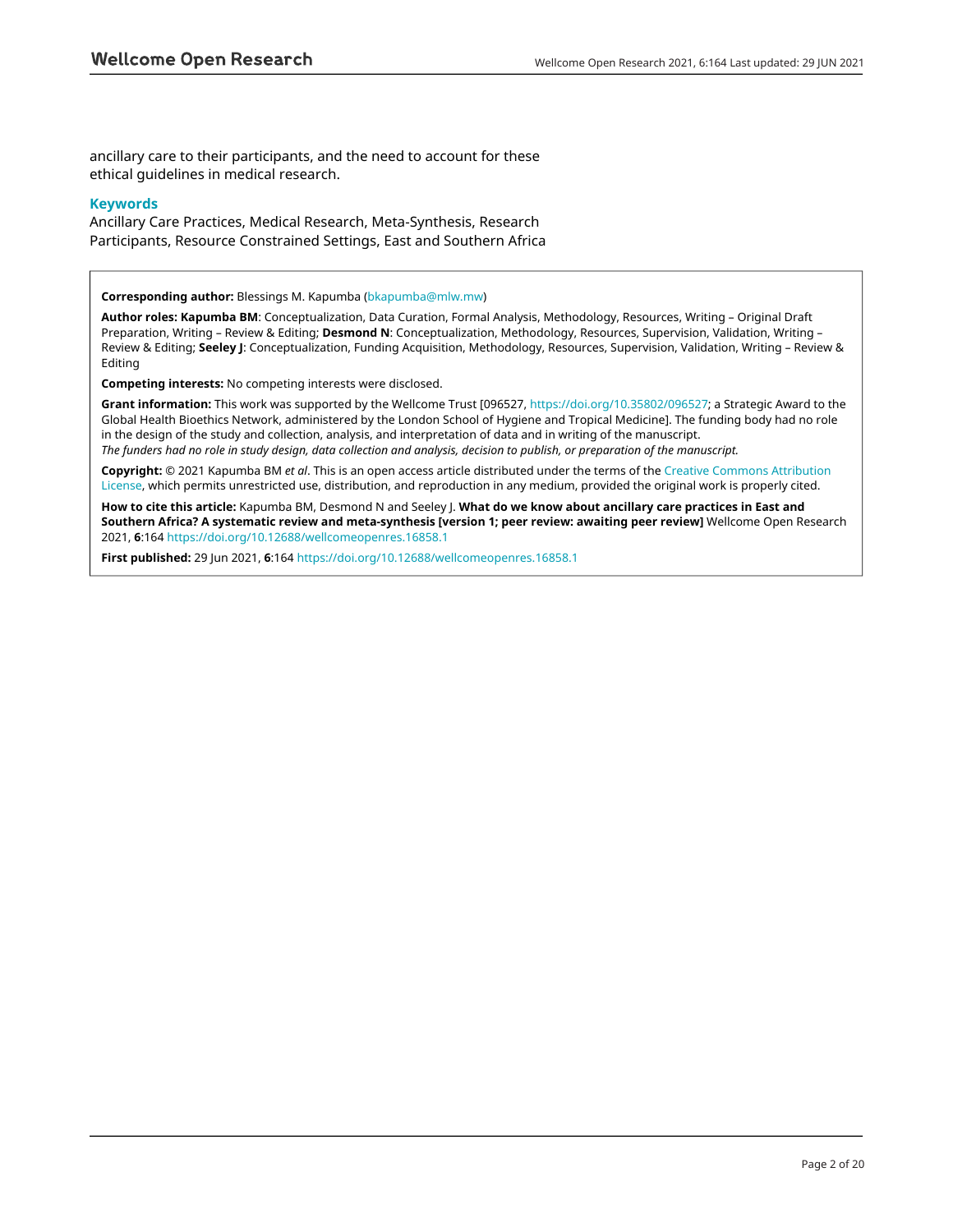ancillary care to their participants, and the need to account for these ethical guidelines in medical research.

### Keywords

Ancillary Care Practices, Medical Research, Meta-Synthesis, Research Participants, Resource Constrained Settings, East and Southern Africa

**Corresponding author:** Blessings M. Kapumba (bkapumba@mlw.mw)

**Author roles: Kapumba BM**: Conceptualization, Data Curation, Formal Analysis, Methodology, Resources, Writing – Original Draft Preparation, Writing – Review & Editing; **Desmond N**: Conceptualization, Methodology, Resources, Supervision, Validation, Writing – Review & Editing; **Seeley J**: Conceptualization, Funding Acquisition, Methodology, Resources, Supervision, Validation, Writing – Review & Editing

**Competing interests:** No competing interests were disclosed.

**Grant information:** This work was supported by the Wellcome Trust [096527, https://doi.org/10.35802/096527; a Strategic Award to the Global Health Bioethics Network, administered by the London School of Hygiene and Tropical Medicine]. The funding body had no role in the design of the study and collection, analysis, and interpretation of data and in writing of the manuscript.
*The funders had no role in study design, data collection and analysis, decision to publish, or preparation of the manuscript.*

**Copyright:** © 2021 Kapumba BM *et al*. This is an open access article distributed under the terms of the Creative Commons Attribution License, which permits unrestricted use, distribution, and reproduction in any medium, provided the original work is properly cited.

**How to cite this article:** Kapumba BM, Desmond N and Seeley J. **What do we know about ancillary care practices in East and Southern Africa? A systematic review and meta-synthesis [version 1; peer review: awaiting peer review]** Wellcome Open Research 2021, **6**:164 https://doi.org/10.12688/wellcomeopenres.16858.1

**First published:** 29 Jun 2021, **6**:164 https://doi.org/10.12688/wellcomeopenres.16858.1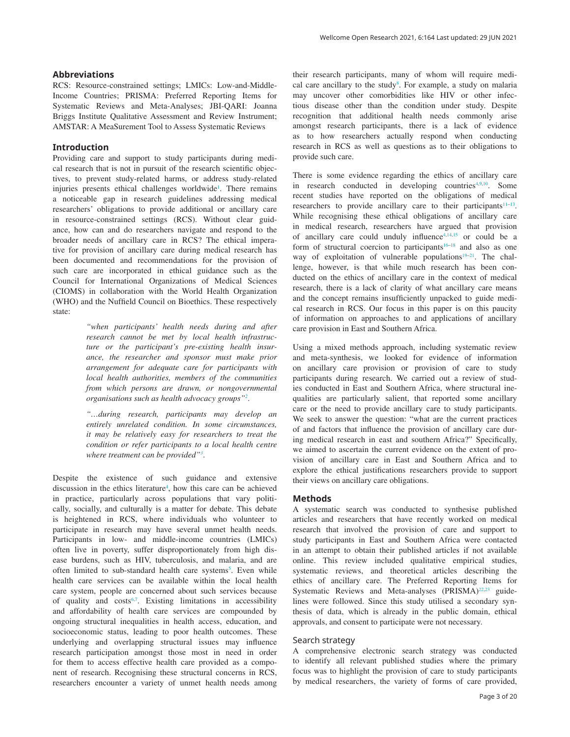## Abbreviations

RCS: Resource-constrained settings; LMICs: Low-and-Middle-Income Countries; PRISMA: Preferred Reporting Items for Systematic Reviews and Meta-Analyses; JBI-QARI: Joanna Briggs Institute Qualitative Assessment and Review Instrument; AMSTAR: A MeaSurement Tool to Assess Systematic Reviews

## Introduction

Providing care and support to study participants during medical research that is not in pursuit of the research scientific objectives, to prevent study-related harms, or address study-related injuries presents ethical challenges worldwide[1]. There remains a noticeable gap in research guidelines addressing medical researchers' obligations to provide additional or ancillary care in resource-constrained settings (RCS). Without clear guidance, how can and do researchers navigate and respond to the broader needs of ancillary care in RCS? The ethical imperative for provision of ancillary care during medical research has been documented and recommendations for the provision of such care are incorporated in ethical guidance such as the Council for International Organizations of Medical Sciences (CIOMS) in collaboration with the World Health Organization (WHO) and the Nuffield Council on Bioethics. These respectively state:

> *"when participants' health needs during and after research cannot be met by local health infrastructure or the participant's pre-existing health insurance, the researcher and sponsor must make prior arrangement for adequate care for participants with local health authorities, members of the communities from which persons are drawn, or nongovernmental organisations such as health advocacy groups"*[2].

> *"…during research, participants may develop an entirely unrelated condition. In some circumstances, it may be relatively easy for researchers to treat the condition or refer participants to a local health centre where treatment can be provided"*[3].

Despite the existence of such guidance and extensive discussion in the ethics literature[4], how this care can be achieved in practice, particularly across populations that vary politically, socially, and culturally is a matter for debate. This debate is heightened in RCS, where individuals who volunteer to participate in research may have several unmet health needs. Participants in low- and middle-income countries (LMICs) often live in poverty, suffer disproportionately from high disease burdens, such as HIV, tuberculosis, and malaria, and are often limited to sub-standard health care systems[5]. Even while health care services can be available within the local health care system, people are concerned about such services because of quality and costs[6,7]. Existing limitations in accessibility and affordability of health care services are compounded by ongoing structural inequalities in health access, education, and socioeconomic status, leading to poor health outcomes. These underlying and overlapping structural issues may influence research participation amongst those most in need in order for them to access effective health care provided as a component of research. Recognising these structural concerns in RCS, researchers encounter a variety of unmet health needs among their research participants, many of whom will require medical care ancillary to the study[8]. For example, a study on malaria may uncover other comorbidities like HIV or other infectious disease other than the condition under study. Despite recognition that additional health needs commonly arise amongst research participants, there is a lack of evidence as to how researchers actually respond when conducting research in RCS as well as questions as to their obligations to provide such care.

There is some evidence regarding the ethics of ancillary care in research conducted in developing countries[4,9,10]. Some recent studies have reported on the obligations of medical researchers to provide ancillary care to their participants[11–13]. While recognising these ethical obligations of ancillary care in medical research, researchers have argued that provision of ancillary care could unduly influence[4,14,15] or could be a form of structural coercion to participants[16–18] and also as one way of exploitation of vulnerable populations[19–21]. The challenge, however, is that while much research has been conducted on the ethics of ancillary care in the context of medical research, there is a lack of clarity of what ancillary care means and the concept remains insufficiently unpacked to guide medical research in RCS. Our focus in this paper is on this paucity of information on approaches to and applications of ancillary care provision in East and Southern Africa.

Using a mixed methods approach, including systematic review and meta-synthesis, we looked for evidence of information on ancillary care provision or provision of care to study participants during research. We carried out a review of studies conducted in East and Southern Africa, where structural inequalities are particularly salient, that reported some ancillary care or the need to provide ancillary care to study participants. We seek to answer the question: "what are the current practices of and factors that influence the provision of ancillary care during medical research in east and southern Africa?" Specifically, we aimed to ascertain the current evidence on the extent of provision of ancillary care in East and Southern Africa and to explore the ethical justifications researchers provide to support their views on ancillary care obligations.

## Methods

A systematic search was conducted to synthesise published articles and researchers that have recently worked on medical research that involved the provision of care and support to study participants in East and Southern Africa were contacted in an attempt to obtain their published articles if not available online. This review included qualitative empirical studies, systematic reviews, and theoretical articles describing the ethics of ancillary care. The Preferred Reporting Items for Systematic Reviews and Meta-analyses (PRISMA)[22,23] guidelines were followed. Since this study utilised a secondary synthesis of data, which is already in the public domain, ethical approvals, and consent to participate were not necessary.

### Search strategy

A comprehensive electronic search strategy was conducted to identify all relevant published studies where the primary focus was to highlight the provision of care to study participants by medical researchers, the variety of forms of care provided,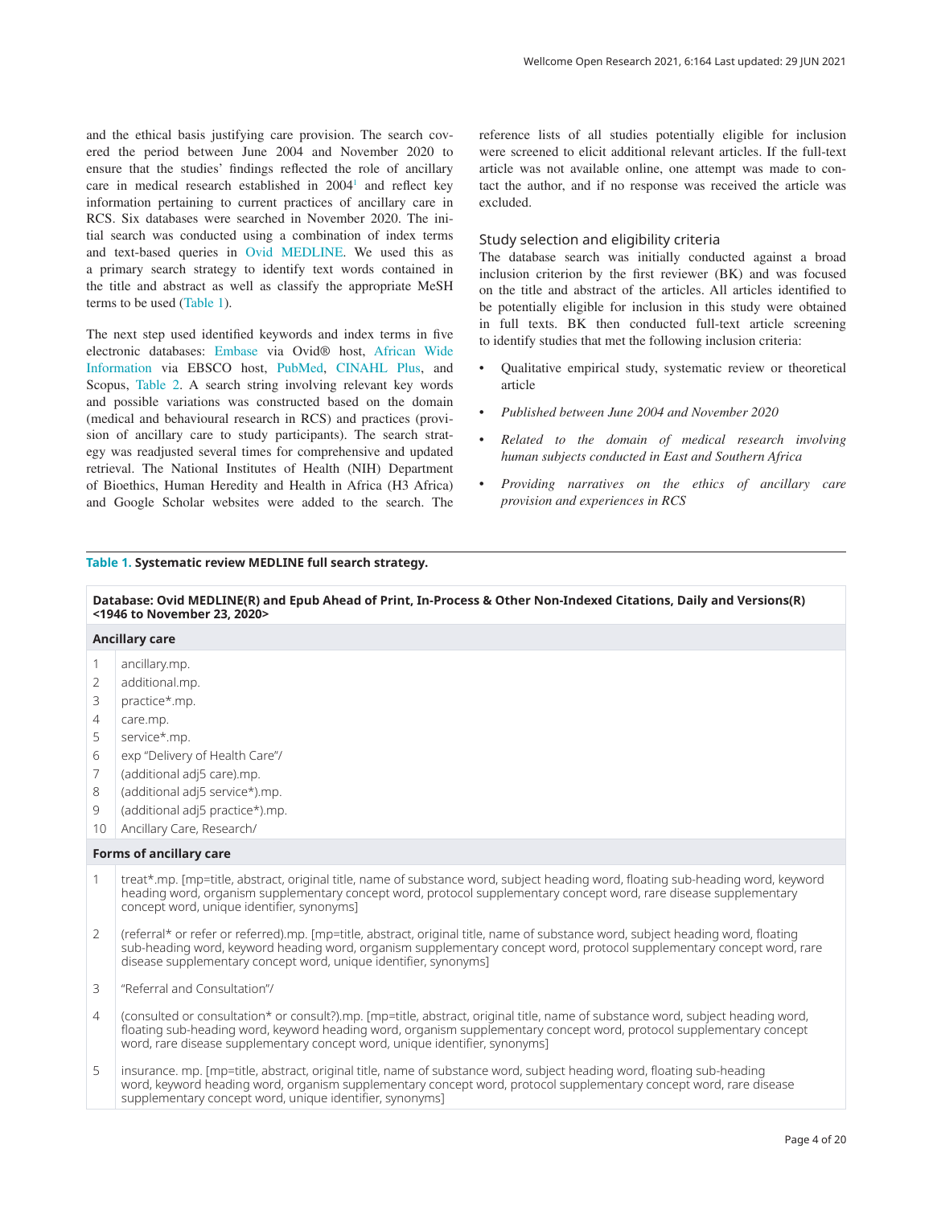and the ethical basis justifying care provision. The search covered the period between June 2004 and November 2020 to ensure that the studies' findings reflected the role of ancillary care in medical research established in 2004[1] and reflect key information pertaining to current practices of ancillary care in RCS. Six databases were searched in November 2020. The initial search was conducted using a combination of index terms and text-based queries in Ovid MEDLINE. We used this as a primary search strategy to identify text words contained in the title and abstract as well as classify the appropriate MeSH terms to be used (Table 1).

The next step used identified keywords and index terms in five electronic databases: Embase via Ovid® host, African Wide Information via EBSCO host, PubMed, CINAHL Plus, and Scopus, Table 2. A search string involving relevant key words and possible variations was constructed based on the domain (medical and behavioural research in RCS) and practices (provision of ancillary care to study participants). The search strategy was readjusted several times for comprehensive and updated retrieval. The National Institutes of Health (NIH) Department of Bioethics, Human Heredity and Health in Africa (H3 Africa) and Google Scholar websites were added to the search. The reference lists of all studies potentially eligible for inclusion were screened to elicit additional relevant articles. If the full-text article was not available online, one attempt was made to contact the author, and if no response was received the article was excluded.

## Study selection and eligibility criteria

The database search was initially conducted against a broad inclusion criterion by the first reviewer (BK) and was focused on the title and abstract of the articles. All articles identified to be potentially eligible for inclusion in this study were obtained in full texts. BK then conducted full-text article screening to identify studies that met the following inclusion criteria:

- Qualitative empirical study, systematic review or theoretical article
- *Published between June 2004 and November 2020*
- *Related to the domain of medical research involving human subjects conducted in East and Southern Africa*
- *Providing narratives on the ethics of ancillary care provision and experiences in RCS*

**Table 1. Systematic review MEDLINE full search strategy.**

| **Database: Ovid MEDLINE(R) and Epub Ahead of Print, In-Process & Other Non-Indexed Citations, Daily and Versions(R) <1946 to November 23, 2020>** | |
|---|---|
| **Ancillary care** | |
| 1 | ancillary.mp. |
| 2 | additional.mp. |
| 3 | practice*.mp. |
| 4 | care.mp. |
| 5 | service*.mp. |
| 6 | exp "Delivery of Health Care"/ |
| 7 | (additional adj5 care).mp. |
| 8 | (additional adj5 service*).mp. |
| 9 | (additional adj5 practice*).mp. |
| 10 | Ancillary Care, Research/ |
| **Forms of ancillary care** | |
| 1 | treat*.mp. [mp=title, abstract, original title, name of substance word, subject heading word, floating sub-heading word, keyword heading word, organism supplementary concept word, protocol supplementary concept word, rare disease supplementary concept word, unique identifier, synonyms] |
| 2 | (referral* or refer or referred).mp. [mp=title, abstract, original title, name of substance word, subject heading word, floating sub-heading word, keyword heading word, organism supplementary concept word, protocol supplementary concept word, rare disease supplementary concept word, unique identifier, synonyms] |
| 3 | "Referral and Consultation"/ |
| 4 | (consulted or consultation* or consult?).mp. [mp=title, abstract, original title, name of substance word, subject heading word, floating sub-heading word, keyword heading word, organism supplementary concept word, protocol supplementary concept word, rare disease supplementary concept word, unique identifier, synonyms] |
| 5 | insurance. mp. [mp=title, abstract, original title, name of substance word, subject heading word, floating sub-heading word, keyword heading word, organism supplementary concept word, protocol supplementary concept word, rare disease supplementary concept word, unique identifier, synonyms] |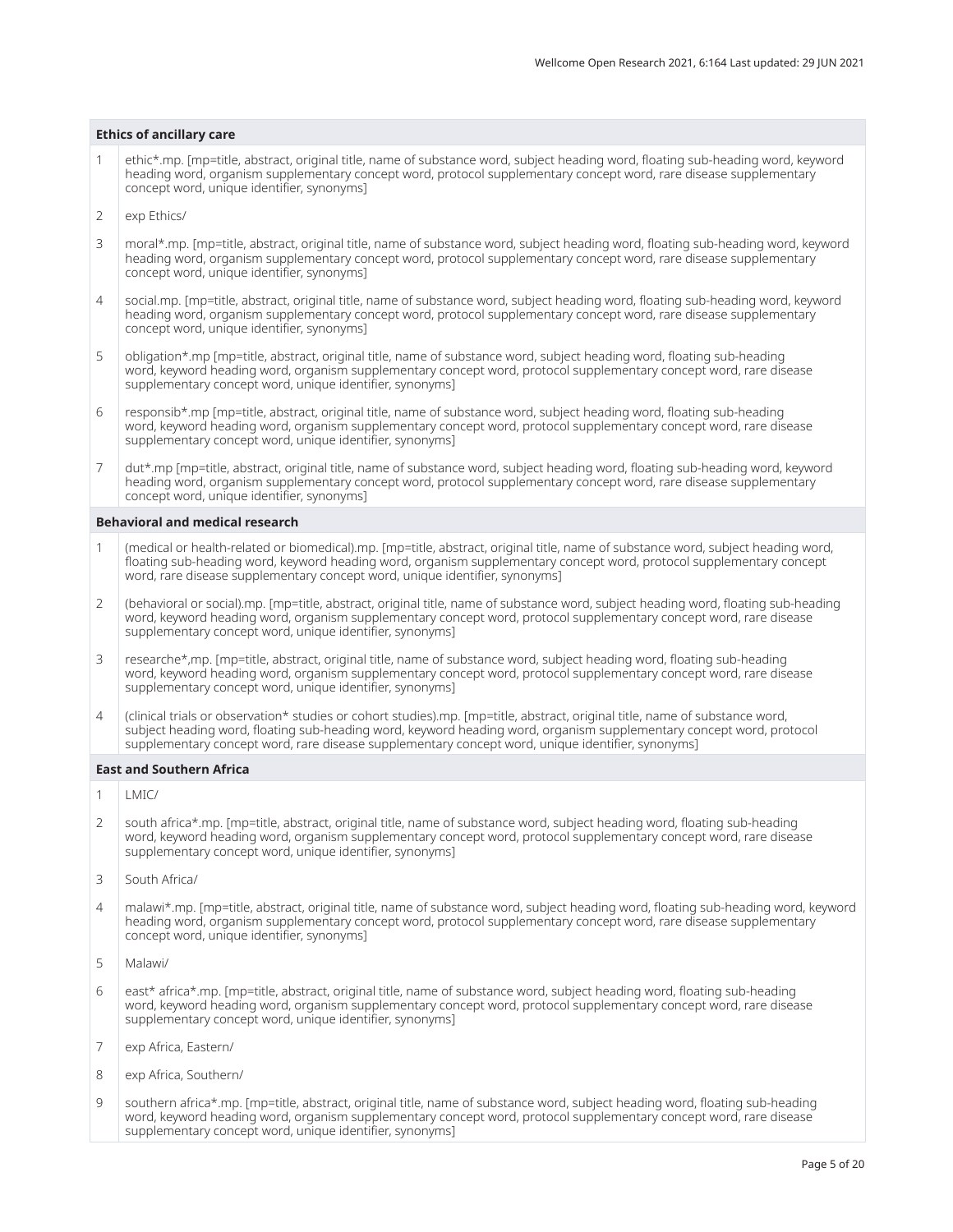| | Ethics of ancillary care |
|---|---|
| 1 | ethic*.mp. [mp=title, abstract, original title, name of substance word, subject heading word, floating sub-heading word, keyword heading word, organism supplementary concept word, protocol supplementary concept word, rare disease supplementary concept word, unique identifier, synonyms] |
| 2 | exp Ethics/ |
| 3 | moral*.mp. [mp=title, abstract, original title, name of substance word, subject heading word, floating sub-heading word, keyword heading word, organism supplementary concept word, protocol supplementary concept word, rare disease supplementary concept word, unique identifier, synonyms] |
| 4 | social.mp. [mp=title, abstract, original title, name of substance word, subject heading word, floating sub-heading word, keyword heading word, organism supplementary concept word, protocol supplementary concept word, rare disease supplementary concept word, unique identifier, synonyms] |
| 5 | obligation*.mp [mp=title, abstract, original title, name of substance word, subject heading word, floating sub-heading word, keyword heading word, organism supplementary concept word, protocol supplementary concept word, rare disease supplementary concept word, unique identifier, synonyms] |
| 6 | responsib*.mp [mp=title, abstract, original title, name of substance word, subject heading word, floating sub-heading word, keyword heading word, organism supplementary concept word, protocol supplementary concept word, rare disease supplementary concept word, unique identifier, synonyms] |
| 7 | dut*.mp [mp=title, abstract, original title, name of substance word, subject heading word, floating sub-heading word, keyword heading word, organism supplementary concept word, protocol supplementary concept word, rare disease supplementary concept word, unique identifier, synonyms] |
| | **Behavioral and medical research** |
| 1 | (medical or health-related or biomedical).mp. [mp=title, abstract, original title, name of substance word, subject heading word, floating sub-heading word, keyword heading word, organism supplementary concept word, protocol supplementary concept word, rare disease supplementary concept word, unique identifier, synonyms] |
| 2 | (behavioral or social).mp. [mp=title, abstract, original title, name of substance word, subject heading word, floating sub-heading word, keyword heading word, organism supplementary concept word, protocol supplementary concept word, rare disease supplementary concept word, unique identifier, synonyms] |
| 3 | researche*,mp. [mp=title, abstract, original title, name of substance word, subject heading word, floating sub-heading word, keyword heading word, organism supplementary concept word, protocol supplementary concept word, rare disease supplementary concept word, unique identifier, synonyms] |
| 4 | (clinical trials or observation* studies or cohort studies).mp. [mp=title, abstract, original title, name of substance word, subject heading word, floating sub-heading word, keyword heading word, organism supplementary concept word, protocol supplementary concept word, rare disease supplementary concept word, unique identifier, synonyms] |
| | **East and Southern Africa** |
| 1 | LMIC/ |
| 2 | south africa*.mp. [mp=title, abstract, original title, name of substance word, subject heading word, floating sub-heading word, keyword heading word, organism supplementary concept word, protocol supplementary concept word, rare disease supplementary concept word, unique identifier, synonyms] |
| 3 | South Africa/ |
| 4 | malawi*.mp. [mp=title, abstract, original title, name of substance word, subject heading word, floating sub-heading word, keyword heading word, organism supplementary concept word, protocol supplementary concept word, rare disease supplementary concept word, unique identifier, synonyms] |
| 5 | Malawi/ |
| 6 | east* africa*.mp. [mp=title, abstract, original title, name of substance word, subject heading word, floating sub-heading word, keyword heading word, organism supplementary concept word, protocol supplementary concept word, rare disease supplementary concept word, unique identifier, synonyms] |
| 7 | exp Africa, Eastern/ |
| 8 | exp Africa, Southern/ |
| 9 | southern africa*.mp. [mp=title, abstract, original title, name of substance word, subject heading word, floating sub-heading word, keyword heading word, organism supplementary concept word, protocol supplementary concept word, rare disease supplementary concept word, unique identifier, synonyms] |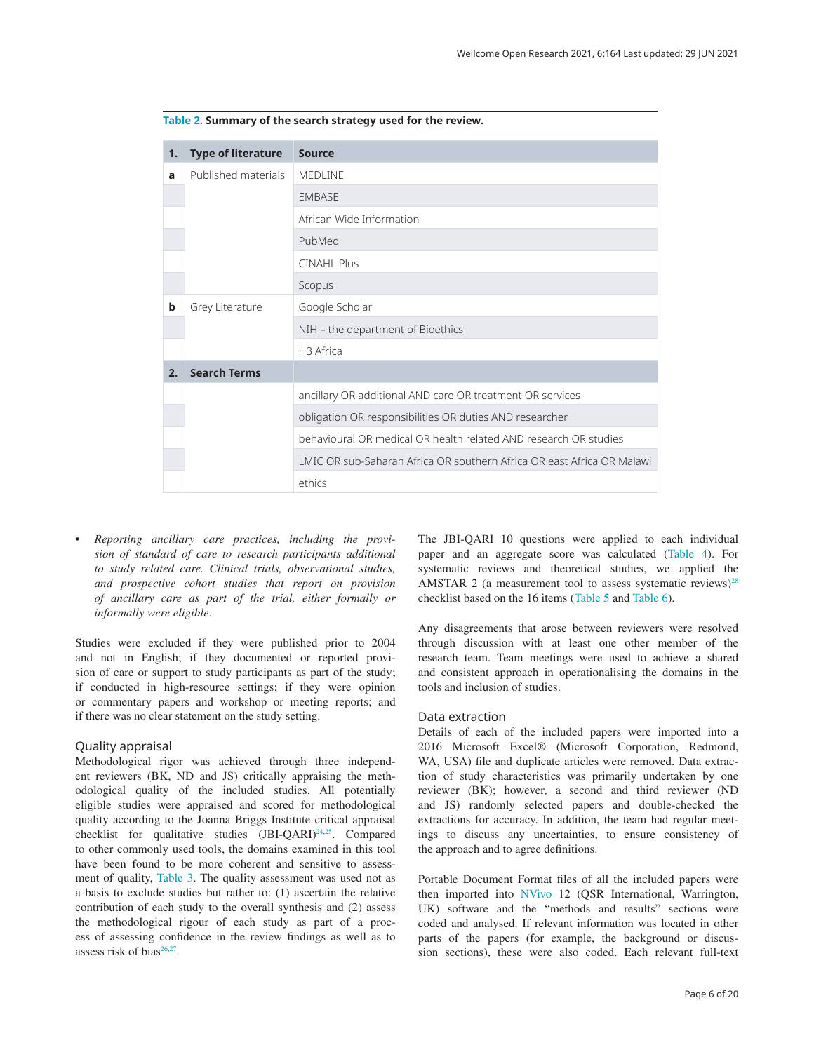**Table 2. Summary of the search strategy used for the review.**

| 1. | Type of literature | Source |
|---|---|---|
| a | Published materials | MEDLINE |
| | | EMBASE |
| | | African Wide Information |
| | | PubMed |
| | | CINAHL Plus |
| | | Scopus |
| b | Grey Literature | Google Scholar |
| | | NIH – the department of Bioethics |
| | | H3 Africa |
| **2.** | **Search Terms** | |
| | | ancillary OR additional AND care OR treatment OR services |
| | | obligation OR responsibilities OR duties AND researcher |
| | | behavioural OR medical OR health related AND research OR studies |
| | | LMIC OR sub-Saharan Africa OR southern Africa OR east Africa OR Malawi |
| | | ethics |

- *Reporting ancillary care practices, including the provision of standard of care to research participants additional to study related care. Clinical trials, observational studies, and prospective cohort studies that report on provision of ancillary care as part of the trial, either formally or informally were eligible.*

Studies were excluded if they were published prior to 2004 and not in English; if they documented or reported provision of care or support to study participants as part of the study; if conducted in high-resource settings; if they were opinion or commentary papers and workshop or meeting reports; and if there was no clear statement on the study setting.

## Quality appraisal

Methodological rigor was achieved through three independent reviewers (BK, ND and JS) critically appraising the methodological quality of the included studies. All potentially eligible studies were appraised and scored for methodological quality according to the Joanna Briggs Institute critical appraisal checklist for qualitative studies (JBI-QARI)[24,25]. Compared to other commonly used tools, the domains examined in this tool have been found to be more coherent and sensitive to assessment of quality, Table 3. The quality assessment was used not as a basis to exclude studies but rather to: (1) ascertain the relative contribution of each study to the overall synthesis and (2) assess the methodological rigour of each study as part of a process of assessing confidence in the review findings as well as to assess risk of bias[26,27].

The JBI-QARI 10 questions were applied to each individual paper and an aggregate score was calculated (Table 4). For systematic reviews and theoretical studies, we applied the AMSTAR 2 (a measurement tool to assess systematic reviews)[28] checklist based on the 16 items (Table 5 and Table 6).

Any disagreements that arose between reviewers were resolved through discussion with at least one other member of the research team. Team meetings were used to achieve a shared and consistent approach in operationalising the domains in the tools and inclusion of studies.

## Data extraction

Details of each of the included papers were imported into a 2016 Microsoft Excel® (Microsoft Corporation, Redmond, WA, USA) file and duplicate articles were removed. Data extraction of study characteristics was primarily undertaken by one reviewer (BK); however, a second and third reviewer (ND and JS) randomly selected papers and double-checked the extractions for accuracy. In addition, the team had regular meetings to discuss any uncertainties, to ensure consistency of the approach and to agree definitions.

Portable Document Format files of all the included papers were then imported into NVivo 12 (QSR International, Warrington, UK) software and the "methods and results" sections were coded and analysed. If relevant information was located in other parts of the papers (for example, the background or discussion sections), these were also coded. Each relevant full-text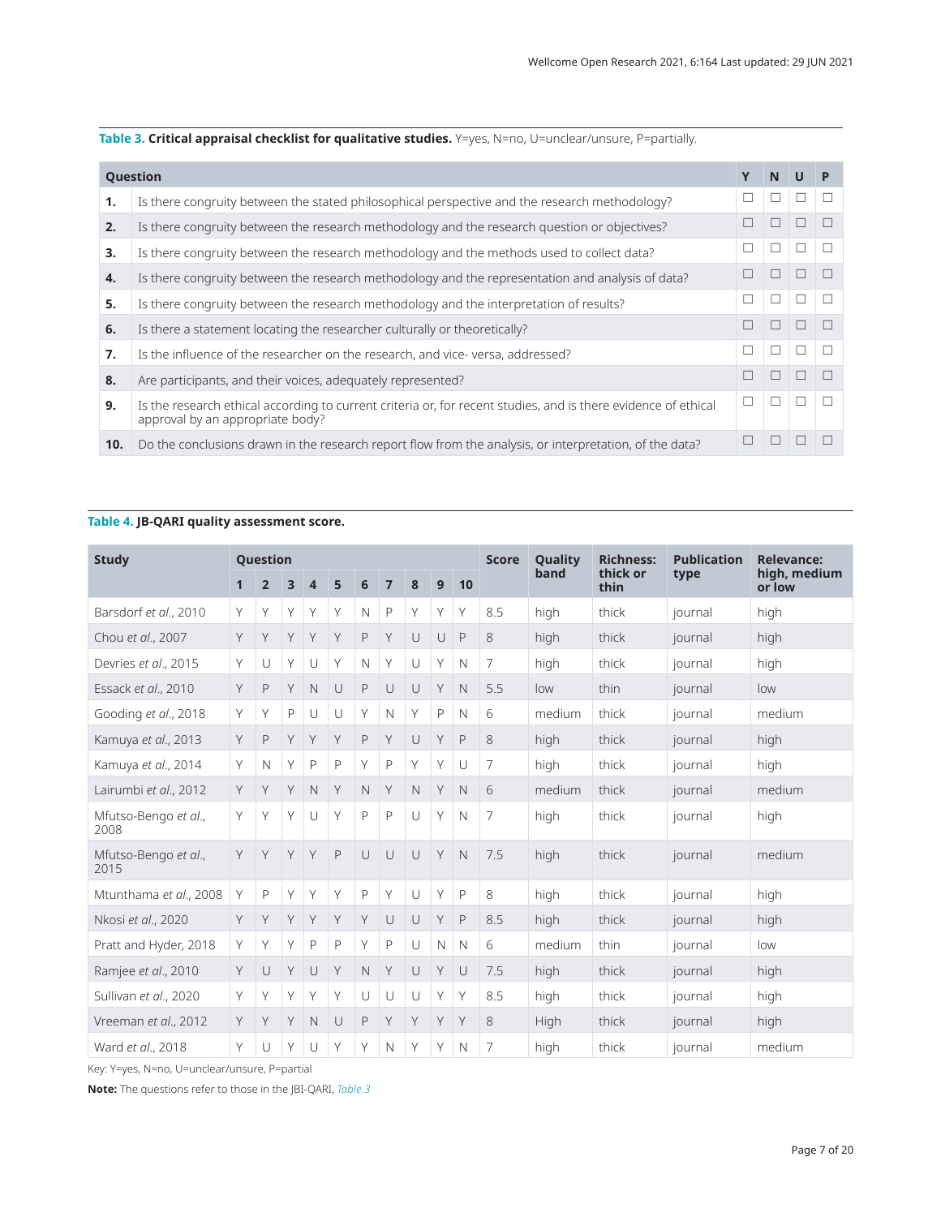**Table 3. Critical appraisal checklist for qualitative studies.** Y=yes, N=no, U=unclear/unsure, P=partially.

| | Question | Y | N | U | P |
|---|---|---|---|---|---|
| **1.** | Is there congruity between the stated philosophical perspective and the research methodology? | ☐ | ☐ | ☐ | ☐ |
| **2.** | Is there congruity between the research methodology and the research question or objectives? | ☐ | ☐ | ☐ | ☐ |
| **3.** | Is there congruity between the research methodology and the methods used to collect data? | ☐ | ☐ | ☐ | ☐ |
| **4.** | Is there congruity between the research methodology and the representation and analysis of data? | ☐ | ☐ | ☐ | ☐ |
| **5.** | Is there congruity between the research methodology and the interpretation of results? | ☐ | ☐ | ☐ | ☐ |
| **6.** | Is there a statement locating the researcher culturally or theoretically? | ☐ | ☐ | ☐ | ☐ |
| **7.** | Is the influence of the researcher on the research, and vice- versa, addressed? | ☐ | ☐ | ☐ | ☐ |
| **8.** | Are participants, and their voices, adequately represented? | ☐ | ☐ | ☐ | ☐ |
| **9.** | Is the research ethical according to current criteria or, for recent studies, and is there evidence of ethical approval by an appropriate body? | ☐ | ☐ | ☐ | ☐ |
| **10.** | Do the conclusions drawn in the research report flow from the analysis, or interpretation, of the data? | ☐ | ☐ | ☐ | ☐ |

**Table 4. JB-QARI quality assessment score.**

| Study | Question | | | | | | | | | | Score | Quality band | Richness: thick or thin | Publication type | Relevance: high, medium or low |
|---|---|---|---|---|---|---|---|---|---|---|---|---|---|---|---|
| | 1 | 2 | 3 | 4 | 5 | 6 | 7 | 8 | 9 | 10 | | | | | |
| Barsdorf *et al.*, 2010 | Y | Y | Y | Y | Y | N | P | Y | Y | Y | 8.5 | high | thick | journal | high |
| Chou *et al.*, 2007 | Y | Y | Y | Y | Y | P | Y | U | U | P | 8 | high | thick | journal | high |
| Devries *et al.*, 2015 | Y | U | Y | U | Y | N | Y | U | Y | N | 7 | high | thick | journal | high |
| Essack *et al.*, 2010 | Y | P | Y | N | U | P | U | U | Y | N | 5.5 | low | thin | journal | low |
| Gooding *et al.*, 2018 | Y | Y | P | U | U | Y | N | Y | P | N | 6 | medium | thick | journal | medium |
| Kamuya *et al.*, 2013 | Y | P | Y | Y | Y | P | Y | U | Y | P | 8 | high | thick | journal | high |
| Kamuya *et al.*, 2014 | Y | N | Y | P | P | Y | P | Y | Y | U | 7 | high | thick | journal | high |
| Lairumbi *et al.*, 2012 | Y | Y | Y | N | Y | N | Y | N | Y | N | 6 | medium | thick | journal | medium |
| Mfutso-Bengo *et al.*, 2008 | Y | Y | Y | U | Y | P | P | U | Y | N | 7 | high | thick | journal | high |
| Mfutso-Bengo *et al.*, 2015 | Y | Y | Y | Y | P | U | U | U | Y | N | 7.5 | high | thick | journal | medium |
| Mtunthama *et al.*, 2008 | Y | P | Y | Y | Y | P | Y | U | Y | P | 8 | high | thick | journal | high |
| Nkosi *et al.*, 2020 | Y | Y | Y | Y | Y | Y | U | U | Y | P | 8.5 | high | thick | journal | high |
| Pratt and Hyder, 2018 | Y | Y | Y | P | P | Y | P | U | N | N | 6 | medium | thin | journal | low |
| Ramjee *et al.*, 2010 | Y | U | Y | U | Y | N | Y | U | Y | U | 7.5 | high | thick | journal | high |
| Sullivan *et al.*, 2020 | Y | Y | Y | Y | Y | U | U | U | Y | Y | 8.5 | high | thick | journal | high |
| Vreeman *et al.*, 2012 | Y | Y | Y | N | U | P | Y | Y | Y | Y | 8 | High | thick | journal | high |
| Ward *et al.*, 2018 | Y | U | Y | U | Y | Y | N | Y | Y | N | 7 | high | thick | journal | medium |

Key: Y=yes, N=no, U=unclear/unsure, P=partial

**Note:** The questions refer to those in the JBI-QARI, *Table 3*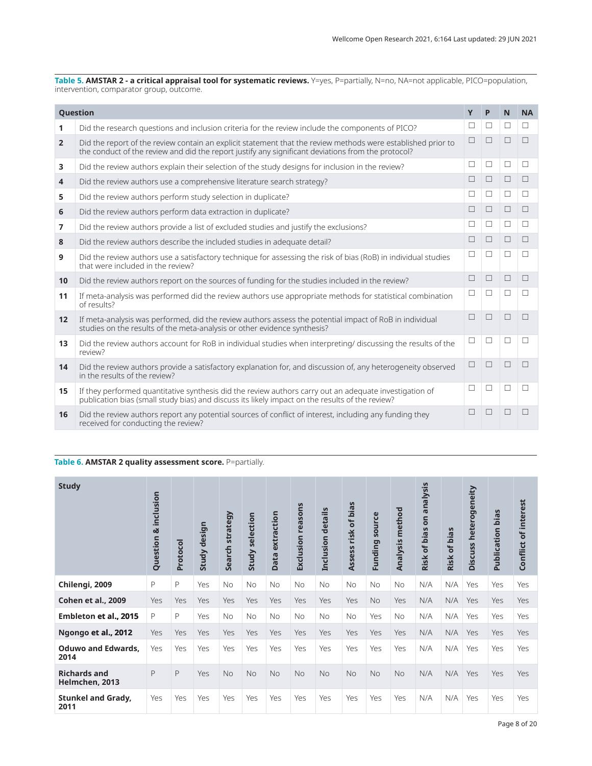**Table 5. AMSTAR 2 - a critical appraisal tool for systematic reviews.** Y=yes, P=partially, N=no, NA=not applicable, PICO=population, intervention, comparator group, outcome.

| Question | | Y | P | N | NA |
|---|---|---|---|---|---|
| 1 | Did the research questions and inclusion criteria for the review include the components of PICO? | ☐ | ☐ | ☐ | ☐ |
| 2 | Did the report of the review contain an explicit statement that the review methods were established prior to the conduct of the review and did the report justify any significant deviations from the protocol? | ☐ | ☐ | ☐ | ☐ |
| 3 | Did the review authors explain their selection of the study designs for inclusion in the review? | ☐ | ☐ | ☐ | ☐ |
| 4 | Did the review authors use a comprehensive literature search strategy? | ☐ | ☐ | ☐ | ☐ |
| 5 | Did the review authors perform study selection in duplicate? | ☐ | ☐ | ☐ | ☐ |
| 6 | Did the review authors perform data extraction in duplicate? | ☐ | ☐ | ☐ | ☐ |
| 7 | Did the review authors provide a list of excluded studies and justify the exclusions? | ☐ | ☐ | ☐ | ☐ |
| 8 | Did the review authors describe the included studies in adequate detail? | ☐ | ☐ | ☐ | ☐ |
| 9 | Did the review authors use a satisfactory technique for assessing the risk of bias (RoB) in individual studies that were included in the review? | ☐ | ☐ | ☐ | ☐ |
| 10 | Did the review authors report on the sources of funding for the studies included in the review? | ☐ | ☐ | ☐ | ☐ |
| 11 | If meta-analysis was performed did the review authors use appropriate methods for statistical combination of results? | ☐ | ☐ | ☐ | ☐ |
| 12 | If meta-analysis was performed, did the review authors assess the potential impact of RoB in individual studies on the results of the meta-analysis or other evidence synthesis? | ☐ | ☐ | ☐ | ☐ |
| 13 | Did the review authors account for RoB in individual studies when interpreting/ discussing the results of the review? | ☐ | ☐ | ☐ | ☐ |
| 14 | Did the review authors provide a satisfactory explanation for, and discussion of, any heterogeneity observed in the results of the review? | ☐ | ☐ | ☐ | ☐ |
| 15 | If they performed quantitative synthesis did the review authors carry out an adequate investigation of publication bias (small study bias) and discuss its likely impact on the results of the review? | ☐ | ☐ | ☐ | ☐ |
| 16 | Did the review authors report any potential sources of conflict of interest, including any funding they received for conducting the review? | ☐ | ☐ | ☐ | ☐ |

**Table 6. AMSTAR 2 quality assessment score.** P=partially.

| Study | Question & inclusion | Protocol | Study design | Search strategy | Study selection | Data extraction | Exclusion reasons | Inclusion details | Assess risk of bias | Funding source | Analysis method | Risk of bias on analysis | Risk of bias | Discuss heterogeneity | Publication bias | Conflict of interest |
|---|---|---|---|---|---|---|---|---|---|---|---|---|---|---|---|---|
| **Chilengi, 2009** | P | P | Yes | No | No | No | No | No | No | No | No | N/A | N/A | Yes | Yes | Yes |
| **Cohen et al., 2009** | Yes | Yes | Yes | Yes | Yes | Yes | Yes | Yes | Yes | No | Yes | N/A | N/A | Yes | Yes | Yes |
| **Embleton et al., 2015** | P | P | Yes | No | No | No | No | No | No | Yes | No | N/A | N/A | Yes | Yes | Yes |
| **Ngongo et al., 2012** | Yes | Yes | Yes | Yes | Yes | Yes | Yes | Yes | Yes | Yes | Yes | N/A | N/A | Yes | Yes | Yes |
| **Oduwo and Edwards, 2014** | Yes | Yes | Yes | Yes | Yes | Yes | Yes | Yes | Yes | Yes | Yes | N/A | N/A | Yes | Yes | Yes |
| **Richards and Helmchen, 2013** | P | P | Yes | No | No | No | No | No | No | No | No | N/A | N/A | Yes | Yes | Yes |
| **Stunkel and Grady, 2011** | Yes | Yes | Yes | Yes | Yes | Yes | Yes | Yes | Yes | Yes | Yes | N/A | N/A | Yes | Yes | Yes |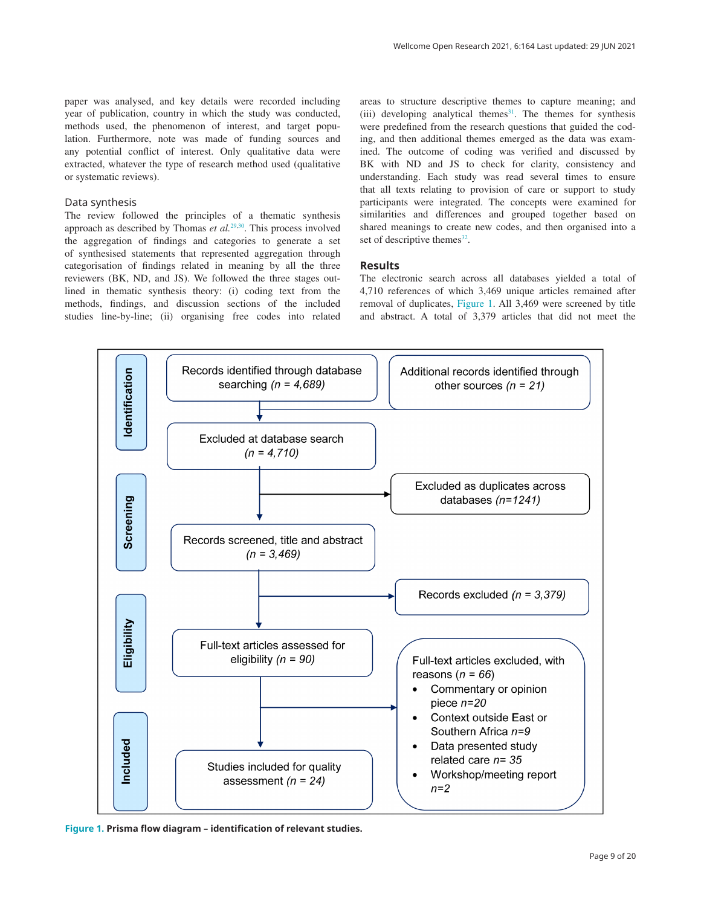paper was analysed, and key details were recorded including year of publication, country in which the study was conducted, methods used, the phenomenon of interest, and target population. Furthermore, note was made of funding sources and any potential conflict of interest. Only qualitative data were extracted, whatever the type of research method used (qualitative or systematic reviews).

### Data synthesis

The review followed the principles of a thematic synthesis approach as described by Thomas *et al.*[29,30]. This process involved the aggregation of findings and categories to generate a set of synthesised statements that represented aggregation through categorisation of findings related in meaning by all the three reviewers (BK, ND, and JS). We followed the three stages outlined in thematic synthesis theory: (i) coding text from the methods, findings, and discussion sections of the included studies line-by-line; (ii) organising free codes into related areas to structure descriptive themes to capture meaning; and (iii) developing analytical themes[31]. The themes for synthesis were predefined from the research questions that guided the coding, and then additional themes emerged as the data was examined. The outcome of coding was verified and discussed by BK with ND and JS to check for clarity, consistency and understanding. Each study was read several times to ensure that all texts relating to provision of care or support to study participants were integrated. The concepts were examined for similarities and differences and grouped together based on shared meanings to create new codes, and then organised into a set of descriptive themes[32].

## Results

The electronic search across all databases yielded a total of 4,710 references of which 3,469 unique articles remained after removal of duplicates, Figure 1. All 3,469 were screened by title and abstract. A total of 3,379 articles that did not meet the

**Identification**

- Records identified through database searching (*n = 4,689*)
- Additional records identified through other sources (*n = 21*)
- Excluded at database search (*n = 4,710*)

**Screening**

- Excluded as duplicates across databases (*n=1241*)
- Records screened, title and abstract (*n = 3,469*)
- Records excluded (*n = 3,379*)

**Eligibility**

- Full-text articles assessed for eligibility (*n = 90*)
- Full-text articles excluded, with reasons (*n* = 66)
  - Commentary or opinion piece *n=20*
  - Context outside East or Southern Africa *n=9*
  - Data presented study related care *n= 35*
  - Workshop/meeting report *n=2*

**Included**

- Studies included for quality assessment (*n = 24*)

**Figure 1. Prisma flow diagram – identification of relevant studies.**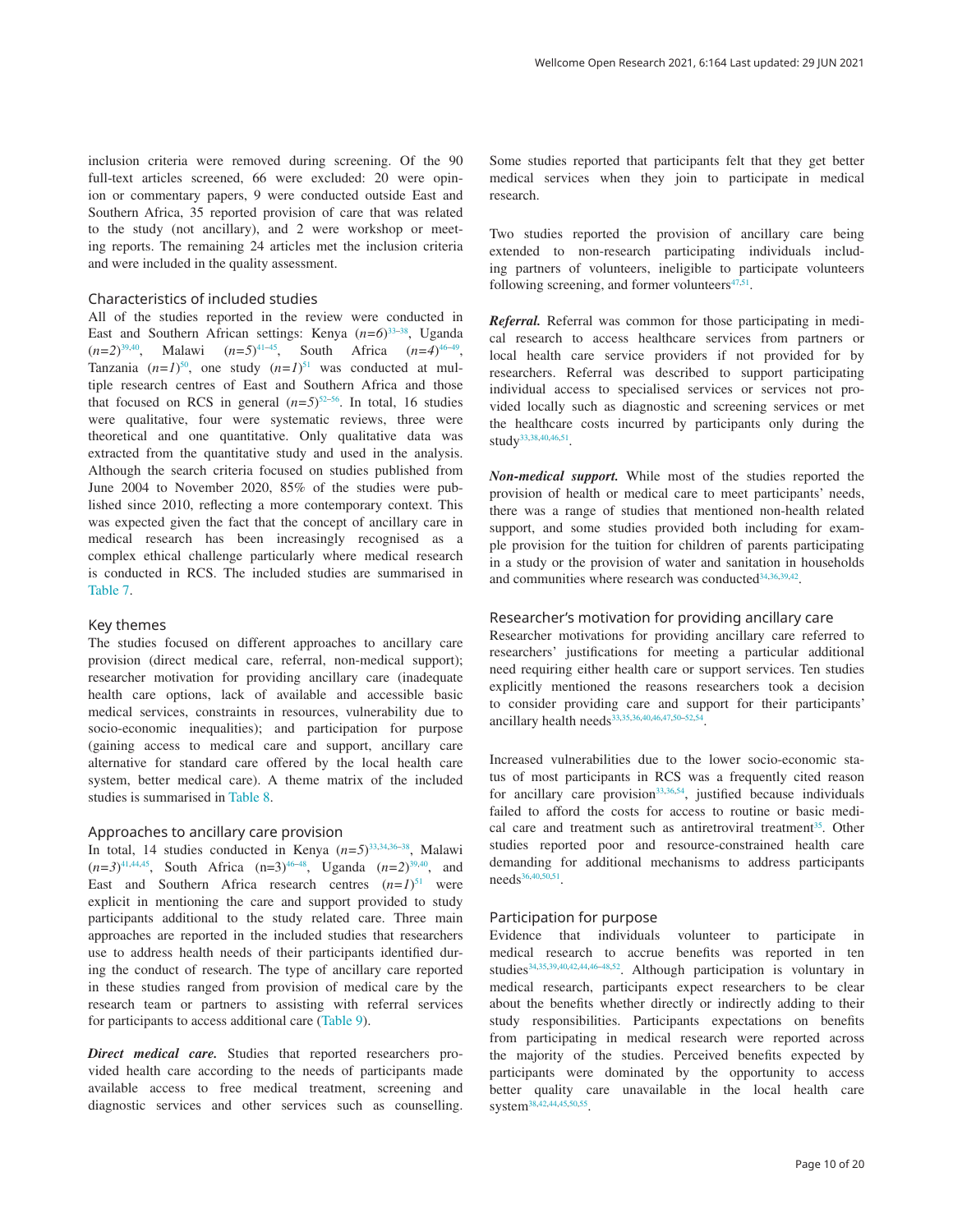inclusion criteria were removed during screening. Of the 90 full-text articles screened, 66 were excluded: 20 were opinion or commentary papers, 9 were conducted outside East and Southern Africa, 35 reported provision of care that was related to the study (not ancillary), and 2 were workshop or meeting reports. The remaining 24 articles met the inclusion criteria and were included in the quality assessment.

## Characteristics of included studies

All of the studies reported in the review were conducted in East and Southern African settings: Kenya (*n=6*)[33–38], Uganda (*n=2*)[39,40], Malawi (*n=5*)[41–45], South Africa (*n=4*)[46–49], Tanzania (*n=1*)[50], one study (*n=1*)[51] was conducted at multiple research centres of East and Southern Africa and those that focused on RCS in general (*n=5*)[52–56]. In total, 16 studies were qualitative, four were systematic reviews, three were theoretical and one quantitative. Only qualitative data was extracted from the quantitative study and used in the analysis. Although the search criteria focused on studies published from June 2004 to November 2020, 85% of the studies were published since 2010, reflecting a more contemporary context. This was expected given the fact that the concept of ancillary care in medical research has been increasingly recognised as a complex ethical challenge particularly where medical research is conducted in RCS. The included studies are summarised in Table 7.

## Key themes

The studies focused on different approaches to ancillary care provision (direct medical care, referral, non-medical support); researcher motivation for providing ancillary care (inadequate health care options, lack of available and accessible basic medical services, constraints in resources, vulnerability due to socio-economic inequalities); and participation for purpose (gaining access to medical care and support, ancillary care alternative for standard care offered by the local health care system, better medical care). A theme matrix of the included studies is summarised in Table 8.

## Approaches to ancillary care provision

In total, 14 studies conducted in Kenya (*n=5*)[33,34,36–38], Malawi (*n=3*)[41,44,45], South Africa (n=3)[46–48], Uganda (*n=2*)[39,40], and East and Southern Africa research centres (*n=1*)[51] were explicit in mentioning the care and support provided to study participants additional to the study related care. Three main approaches are reported in the included studies that researchers use to address health needs of their participants identified during the conduct of research. The type of ancillary care reported in these studies ranged from provision of medical care by the research team or partners to assisting with referral services for participants to access additional care (Table 9).

***Direct medical care.*** Studies that reported researchers provided health care according to the needs of participants made available access to free medical treatment, screening and diagnostic services and other services such as counselling. Some studies reported that participants felt that they get better medical services when they join to participate in medical research.

Two studies reported the provision of ancillary care being extended to non-research participating individuals including partners of volunteers, ineligible to participate volunteers following screening, and former volunteers[47,51].

***Referral.*** Referral was common for those participating in medical research to access healthcare services from partners or local health care service providers if not provided for by researchers. Referral was described to support participating individual access to specialised services or services not provided locally such as diagnostic and screening services or met the healthcare costs incurred by participants only during the study[33,38,40,46,51].

***Non-medical support.*** While most of the studies reported the provision of health or medical care to meet participants' needs, there was a range of studies that mentioned non-health related support, and some studies provided both including for example provision for the tuition for children of parents participating in a study or the provision of water and sanitation in households and communities where research was conducted[34,36,39,42].

## Researcher's motivation for providing ancillary care

Researcher motivations for providing ancillary care referred to researchers' justifications for meeting a particular additional need requiring either health care or support services. Ten studies explicitly mentioned the reasons researchers took a decision to consider providing care and support for their participants' ancillary health needs[33,35,36,40,46,47,50–52,54].

Increased vulnerabilities due to the lower socio-economic status of most participants in RCS was a frequently cited reason for ancillary care provision[33,36,54], justified because individuals failed to afford the costs for access to routine or basic medical care and treatment such as antiretroviral treatment[35]. Other studies reported poor and resource-constrained health care demanding for additional mechanisms to address participants needs[36,40,50,51].

## Participation for purpose

Evidence that individuals volunteer to participate in medical research to accrue benefits was reported in ten studies[34,35,39,40,42,44,46–48,52]. Although participation is voluntary in medical research, participants expect researchers to be clear about the benefits whether directly or indirectly adding to their study responsibilities. Participants expectations on benefits from participating in medical research were reported across the majority of the studies. Perceived benefits expected by participants were dominated by the opportunity to access better quality care unavailable in the local health care system[38,42,44,45,50,55].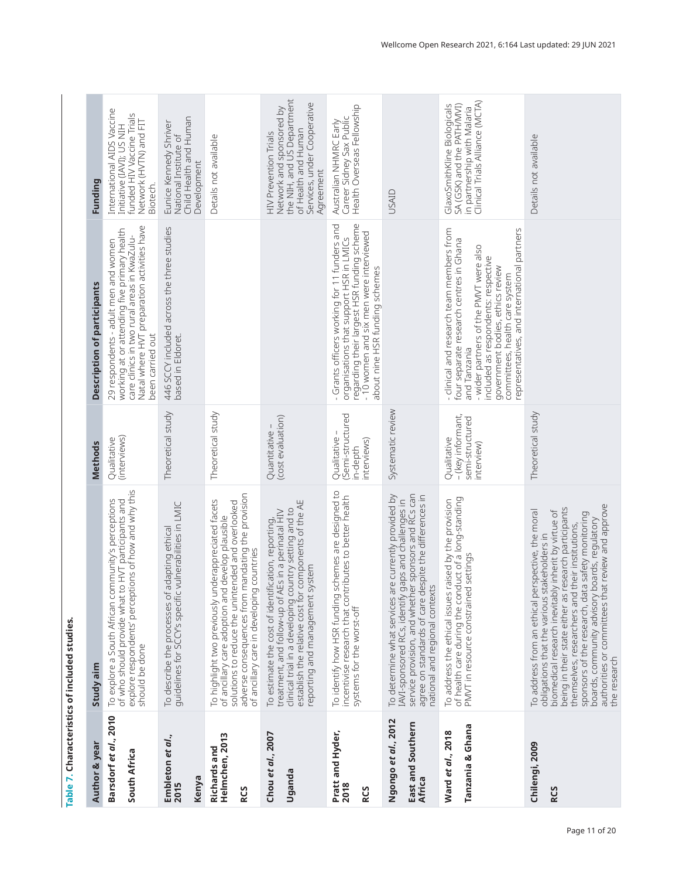**Table 7. Characteristics of included studies.**

| Author & year | Study aim | Methods | Description of participants | Funding |
|---|---|---|---|---|
| **Barsdorf *et al.*, 2010**<br><br>**South Africa** | To explore a South African community's perceptions of who should provide what to HVT participants and explore respondents' perceptions of how and why this should be done | Qualitative (interviews) | 29 respondents - adult men and women working at or attending five primary health care clinics in two rural areas in KwaZulu-Natal where HVT preparation activities have been carried out | International AIDS Vaccine Initiative (IAVI); US NIH funded HIV Vaccine Trials Network (HVTN) and FIT Biotech. |
| **Embleton *et al.*, 2015**<br><br>**Kenya** | To describe the processes of adapting ethical guidelines for SCCY's specific vulnerabilities in LMIC | Theoretical study | 446 SCCY included across the three studies based in Eldoret. | Eunice Kennedy Shriver National Institute of Child Health and Human Development |
| **Richards and Helmchen, 2013**<br><br>**RCS** | To highlight two previously underappreciated facets of ancillary care adoption and develop plausible solutions to reduce the unintended and overlooked adverse consequences from mandating the provision of ancillary care in developing countries | Theoretical study | | Details not available |
| **Chou *et al.*, 2007**<br><br>**Uganda** | To estimate the cost of identification, reporting, treatment, and follow-up of AEs in a perinatal HIV clinical trial in a developing country setting and to establish the relative cost for components of the AE reporting and management system | Quantitative – (cost evaluation) | | HIV Prevention Trials Network and sponsored by the NIH, and US Department of Health and Human Services, under Cooperative Agreement |
| **Pratt and Hyder, 2018**<br><br>**RCS** | To identify how HSR funding schemes are designed to incentivise research that contributes to better health systems for the worst-off | Qualitative – (Semi-structured in-depth interviews) | - Grants officers working for 11 funders and organisations that support HSR in LMICs regarding their largest HSR funding scheme<br>- 10 women and six men were interviewed about nine HSR funding schemes | Australian NHMRC Early Career Sidney Sax Public Health Overseas Fellowship |
| **Ngongo *et al.*, 2012**<br><br>**East and Southern Africa** | To determine what services are currently provided by IAVI-sponsored RCs, identify gaps and challenges in service provision, and whether sponsors and RCs can agree on standards of care despite the differences in national and regional contexts | Systematic review | | USAID |
| **Ward *et al.*, 2018**<br><br>**Tanzania & Ghana** | To address the ethical issues raised by the provision of health care during the conduct of a long-standing PMVT in resource constrained settings | Qualitative – (key informant, semi-structured interview) | - clinical and research team members from four separate research centres in Ghana and Tanzania<br>- wider partners of the PMVT were also included as respondents: respective government bodies, ethics review committees, health care system representatives, and international partners | GlaxoSmithKline Biologicals SA (GSK) and the PATH/MVI) in partnership with Malaria Clinical Trials Alliance (MCTA) |
| **Chilengi, 2009**<br><br>**RCS** | To address from an ethical perspective, the moral obligations that the various stakeholders in biomedical research inevitably inherit by virtue of being in their state either as research participants themselves, researchers and their institutions, sponsors of the research, data safety monitoring boards, community advisory boards, regulatory authorities or committees that review and approve the research | Theoretical study | | Details not available |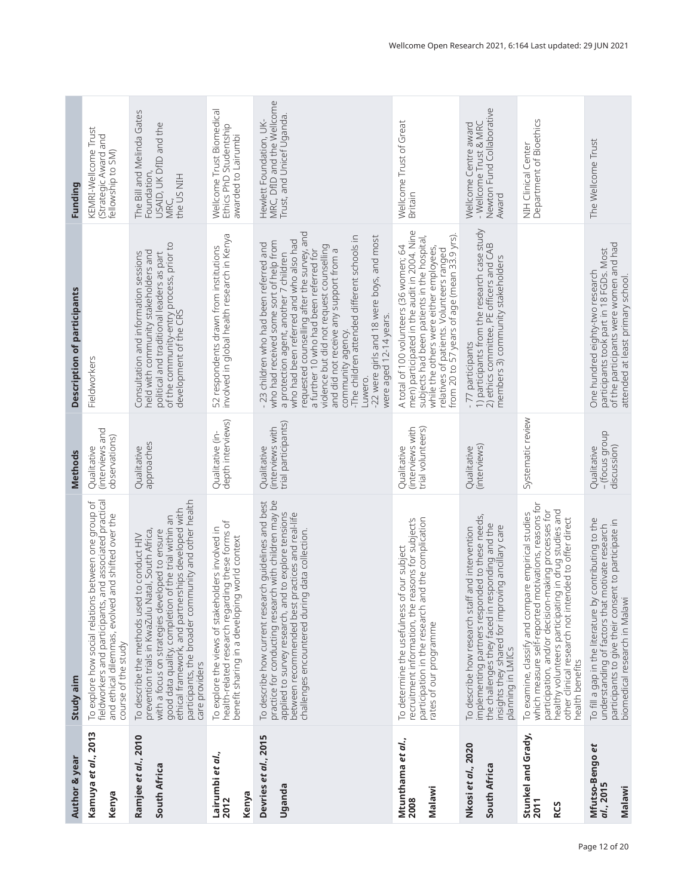| Author & year | Study aim | Methods | Description of participants | Funding |
|---|---|---|---|---|
| **Kamuya *et al.*, 2013**<br><br>**Kenya** | To explore how social relations between one group of fieldworkers and participants, and associated practical and ethical dilemmas, evolved and shifted over the course of the study | Qualitative (interviews and observations) | Fieldworkers | KEMRI-Wellcome Trust (Strategic Award and fellowship to SM) |
| **Ramjee *et al.*, 2010**<br><br>**South Africa** | To describe the methods used to conduct HIV prevention trials in KwaZulu Natal, South Africa, with a focus on strategies developed to ensure good data quality, completion of the trial within an ethical framework, and partnerships developed with participants, the broader community and other health care providers | Qualitative approaches | Consultation and information sessions held with community stakeholders and political and traditional leaders as part of the community-entry process, prior to development of the CRS | The Bill and Melinda Gates Foundation,<br>USAID, UK DfID and the MRC,<br>the US NIH |
| **Lairumbi *et al.*, 2012**<br><br>**Kenya** | To explore the views of stakeholders involved in health-related research regarding these forms of benefit sharing in a developing world context | Qualitative (in-depth interviews) | 52 respondents drawn from institutions involved in global health research in Kenya | Wellcome Trust Biomedical Ethics PhD Studentship awarded to Lairumbi |
| **Devries *et al.*, 2015**<br><br>**Uganda** | To describe how current research guidelines and best practice for conducting research with children may be applied to survey research, and to explore tensions between recommended best practices and real-life challenges encountered during data collection. | Qualitative (interviews with trial participants) | - 23 children who had been referred and who had received some sort of help from a protection agent, another 7 children who had been referred and who also had requested counselling after the survey, and a further 10 who had been referred for violence but did not request counselling and did not receive any support from a community agency.<br>-The children attended different schools in Luwero.<br>-22 were girls and 18 were boys, and most were aged 12-14 years. | Hewlett Foundation, UK-MRC, DfID and the Wellcome Trust, and Unicef Uganda. |
| **Mtunthama *et al.*, 2008**<br><br>**Malawi** | To determine the usefulness of our subject recruitment information, the reasons for subject's participation in the research and the complication rates of our programme | Qualitative (interviews with trial volunteers) | A total of 100 volunteers (36 women; 64 men) participated in the audit in 2004. Nine subjects had been patients in the hospital, while the others were either employees, relatives of patients. Volunteers ranged from 20 to 57 years of age (mean 33.9 yrs). | Wellcome Trust of Great Britain |
| **Nkosi *et al.*, 2020**<br><br>**South Africa** | To describe how research staff and intervention implementing partners responded to these needs, the challenges they faced in responding and the insights they shared for improving ancillary care planning in LMICs | Qualitative (interviews) | - 77 participants<br>1) participants from the research case study<br>2) ethics committee, PE officers and CAB members 3) community stakeholders | Wellcome Centre award - Wellcome Trust & MRC Newton Fund Collaborative Award |
| **Stunkel and Grady, 2011**<br><br>**RCS** | To examine, classify and compare empirical studies which measure self-reported motivations, reasons for participation, and/or decision-making processes for healthy volunteers participating in drug studies and other clinical research not intended to offer direct health benefits | Systematic review | | NIH Clinical Center Department of Bioethics |
| **Mfutso-Bengo *et al.*, 2015**<br><br>**Malawi** | To fill a gap in the literature by contributing to the understanding of factors that motivate research participants to give their consent to participate in biomedical research in Malawi | Qualitative – (focus group discussion) | One hundred eighty-two research participants took part in 18 FGDs. Most of the participants were women and had attended at least primary school. | The Wellcome Trust |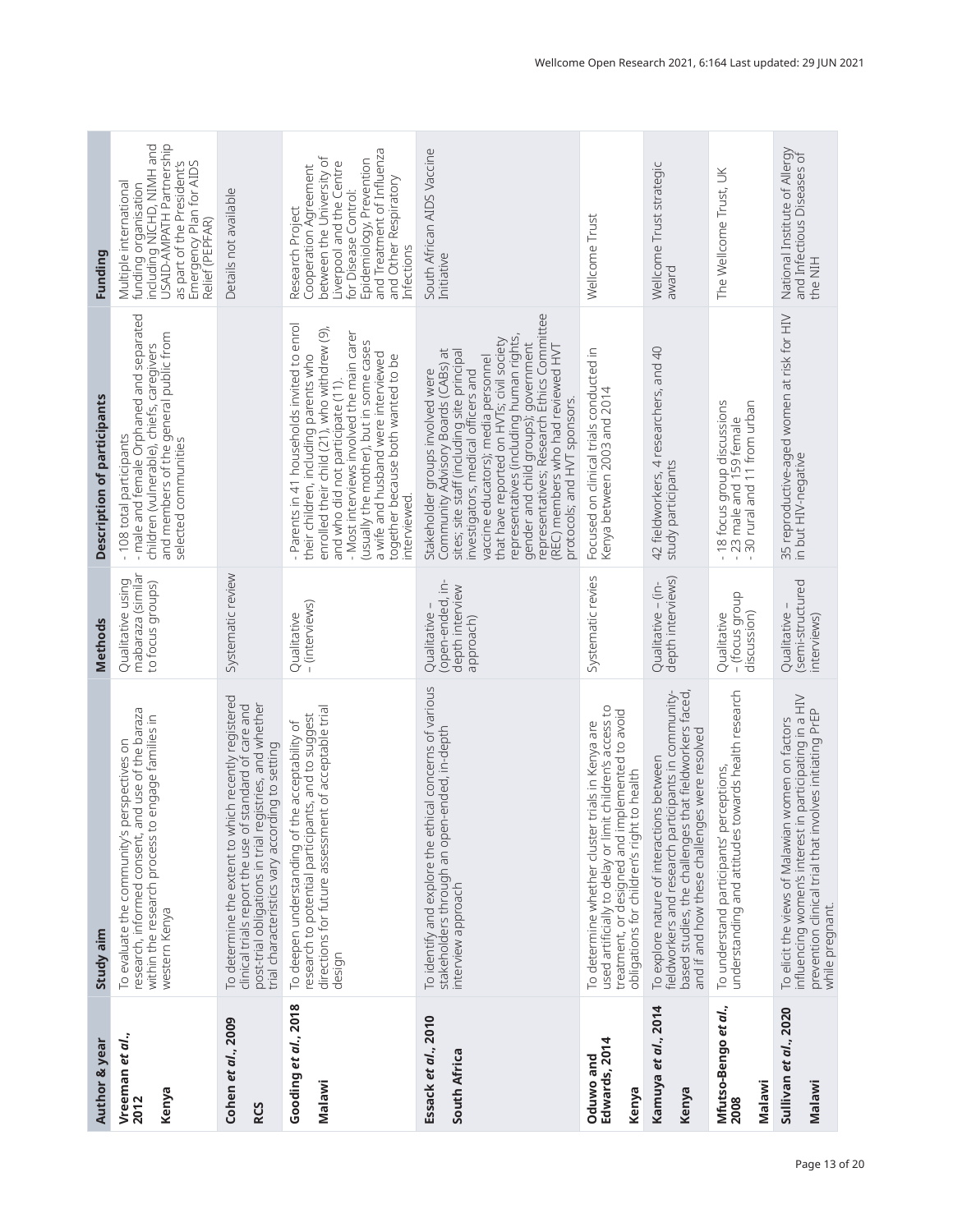| Author & year | Study aim | Methods | Description of participants | Funding |
|---|---|---|---|---|
| **Vreeman *et al.*, 2012** **Kenya** | To evaluate the community's perspectives on research, informed consent, and use of the baraza within the research process to engage families in western Kenya | Qualitative using mabaraza (similar to focus groups) | - 108 total participants - male and female Orphaned and separated children (vulnerable), chiefs, caregivers and members of the general public from selected communities | Multiple international funding organisation including NICHD, NIMH and USAID-AMPATH Partnership as part of the President's Emergency Plan for AIDS Relief (PEPFAR) |
| **Cohen *et al.*, 2009** **RCS** | To determine the extent to which recently registered clinical trials report the use of standard of care and post-trial obligations in trial registries, and whether trial characteristics vary according to setting | Systematic review | | Details not available |
| **Gooding *et al.*, 2018** **Malawi** | To deepen understanding of the acceptability of research to potential participants, and to suggest directions for future assessment of acceptable trial design | Qualitative – (interviews) | - Parents in 41 households invited to enrol their children, including parents who enrolled their child (21), who withdrew (9), and who did not participate (11). - Most interviews involved the main carer (usually the mother), but in some cases a wife and husband were interviewed together because both wanted to be interviewed. | Research Project Cooperation Agreement between the University of Liverpool and the Centre for Disease Control: Epidemiology, Prevention and Treatment of Influenza and Other Respiratory Infections |
| **Essack *et al.*, 2010** **South Africa** | To identify and explore the ethical concerns of various stakeholders through an open-ended, in-depth interview approach | Qualitative – (open-ended, in-depth interview approach) | Stakeholder groups involved were Community Advisory Boards (CABs) at sites; site staff (including site principal investigators, medical officers and vaccine educators); media personnel that have reported on HVTs; civil society representatives (including human rights, gender and child groups); government representatives; Research Ethics Committee (REC) members who had reviewed HVT protocols; and HVT sponsors. | South African AIDS Vaccine Initiative |
| **Oduwo and Edwards, 2014** **Kenya** | To determine whether cluster trials in Kenya are used artificially to delay or limit children's access to treatment, or designed and implemented to avoid obligations for children's right to health | Systematic revies | Focused on clinical trials conducted in Kenya between 2003 and 2014 | Wellcome Trust |
| **Kamuya *et al.*, 2014** **Kenya** | To explore nature of interactions between fieldworkers and research participants in community-based studies, the challenges that fieldworkers faced, and if and how these challenges were resolved | Qualitative – (in-depth interviews) | 42 fieldworkers, 4 researchers, and 40 study participants | Wellcome Trust strategic award |
| **Mfutso-Bengo *et al.*, 2008** **Malawi** | To understand participants' perceptions, understanding and attitudes towards health research | Qualitative – (focus group discussion) | - 18 focus group discussions - 23 male and 159 female - 30 rural and 11 from urban | The Wellcome Trust, UK |
| **Sullivan *et al.*, 2020** **Malawi** | To elicit the views of Malawian women on factors influencing women's interest in participating in a HIV prevention clinical trial that involves initiating PrEP while pregnant. | Qualitative – (semi-structured interviews) | 35 reproductive-aged women at risk for HIV in but HIV-negative | National Institute of Allergy and Infectious Diseases of the NIH |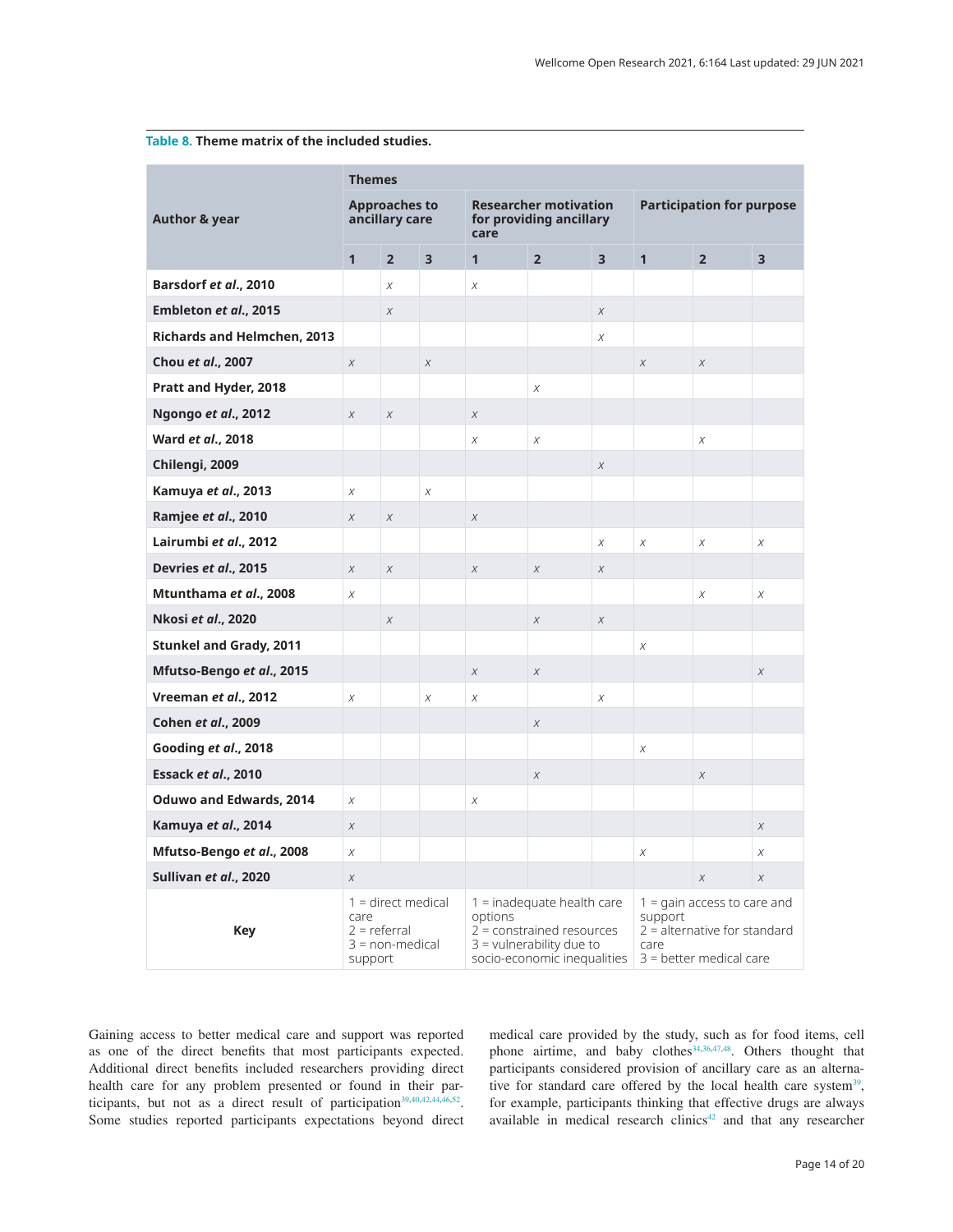**Table 8.** **Theme matrix of the included studies.**

| Author & year | Themes | | | | | | | | |
|---|---|---|---|---|---|---|---|---|---|
| | Approaches to ancillary care | | | Researcher motivation for providing ancillary care | | | Participation for purpose | | |
| | 1 | 2 | 3 | 1 | 2 | 3 | 1 | 2 | 3 |
| Barsdorf *et al*., 2010 | | x | | x | | | | | |
| Embleton *et al*., 2015 | | x | | | | x | | | |
| Richards and Helmchen, 2013 | | | | | | x | | | |
| Chou *et al*., 2007 | x | | x | | | | x | x | |
| Pratt and Hyder, 2018 | | | | | x | | | | |
| Ngongo *et al*., 2012 | x | x | | x | | | | | |
| Ward *et al*., 2018 | | | | x | x | | | x | |
| Chilengi, 2009 | | | | | | x | | | |
| Kamuya *et al*., 2013 | x | | x | | | | | | |
| Ramjee *et al*., 2010 | x | x | | x | | | | | |
| Lairumbi *et al*., 2012 | | | | | | x | x | x | x |
| Devries *et al*., 2015 | x | x | | x | x | x | | | |
| Mtunthama *et al*., 2008 | x | | | | | | | x | x |
| Nkosi *et al*., 2020 | | x | | | x | x | | | |
| Stunkel and Grady, 2011 | | | | | | | x | | |
| Mfutso-Bengo *et al*., 2015 | | | | x | x | | | | x |
| Vreeman *et al*., 2012 | x | | x | x | | x | | | |
| Cohen *et al*., 2009 | | | | | x | | | | |
| Gooding *et al*., 2018 | | | | | | | x | | |
| Essack *et al*., 2010 | | | | | x | | | x | |
| Oduwo and Edwards, 2014 | x | | | x | | | | | |
| Kamuya *et al*., 2014 | x | | | | | | | | x |
| Mfutso-Bengo *et al*., 2008 | x | | | | | | x | | x |
| Sullivan *et al*., 2020 | x | | | | | | | x | x |
| Key | 1 = direct medical care<br>2 = referral<br>3 = non-medical support | | | 1 = inadequate health care options<br>2 = constrained resources<br>3 = vulnerability due to socio-economic inequalities | | | 1 = gain access to care and support<br>2 = alternative for standard care<br>3 = better medical care | | |

Gaining access to better medical care and support was reported as one of the direct benefits that most participants expected. Additional direct benefits included researchers providing direct health care for any problem presented or found in their participants, but not as a direct result of participation[39,40,42,44,46,52]. Some studies reported participants expectations beyond direct medical care provided by the study, such as for food items, cell phone airtime, and baby clothes[34,36,47,48]. Others thought that participants considered provision of ancillary care as an alternative for standard care offered by the local health care system[39], for example, participants thinking that effective drugs are always available in medical research clinics[42] and that any researcher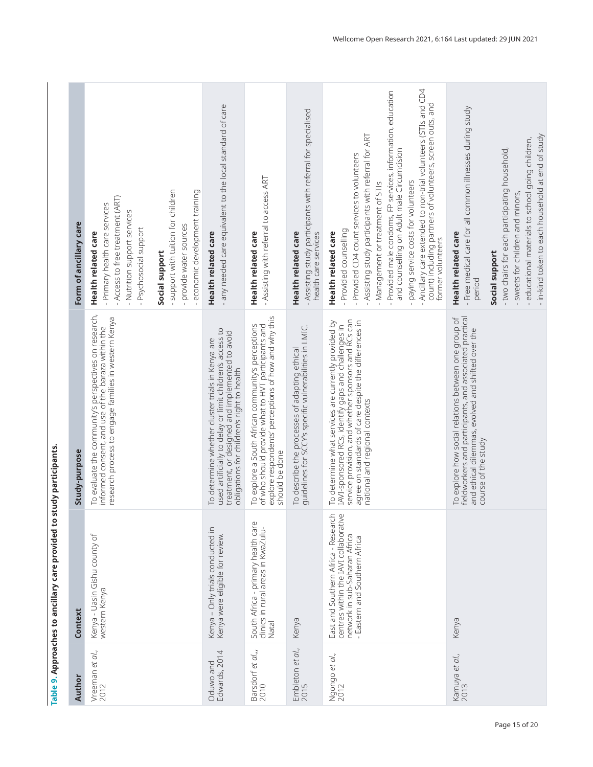**Table 9. Approaches to ancillary care provided to study participants.**

| Author | Context | Study-purpose | Form of ancillary care |
|---|---|---|---|
| Vreeman *et al.*, 2012 | Kenya - Uasin Gishu county of western Kenya | To evaluate the community's perspectives on research, informed consent, and use of the baraza within the research process to engage families in western Kenya | **Health related care**<br>- Primary health care services<br>- Access to free treatment (ART)<br>- Nutrition support services<br>- Psychosocial support<br><br>**Social support**<br>- support with tuition for children<br>- provide water sources<br>- economic development training |
| Oduwo and Edwards, 2014 | Kenya – Only trials conducted in Kenya were eligible for review. | To determine whether cluster trials in Kenya are used artificially to delay or limit children's access to treatment, or designed and implemented to avoid obligations for children's right to health | **Health related care**<br>- any needed care equivalent to the local standard of care |
| Barsdorf *et al.*,, 2010 | South Africa - primary health care clinics in rural areas in KwaZulu-Natal | To explore a South African community's perceptions of who should provide what to HVT participants and explore respondents' perceptions of how and why this should be done | **Health related care**<br>- Assisting with referral to access ART |
| Embleton *et al.*, 2015 | Kenya | To describe the processes of adapting ethical guidelines for SCCY's specific vulnerabilities in LMIC. | **Health related care**<br>- Assisting study participants with referral for specialised health care services |
| Ngongo *et al.*, 2012 | East and Southern Africa - Research centres within the IAVI collaborative network in sub-Saharan Africa - Eastern and Southern Africa | To determine what services are currently provided by IAVI-sponsored RCs, identify gaps and challenges in service provision, and whether sponsors and RCs can agree on standards of care despite the differences in national and regional contexts | **Health related care**<br>- Provided counselling<br>- Provided CD4 count services to volunteers<br>- Assisting study participants with referral for ART<br>- Management or treatment of STIs<br>- Provided male condoms, FP services, information, education and counselling on Adult male Circumcision<br>- paying service costs for volunteers<br>- Ancillary care extended to non-trial volunteers (STIs and CD4 count) including partners of volunteers, screen outs, and former volunteers |
| Kamuya *et al.*, 2013 | Kenya | To explore how social relations between one group of fieldworkers and participants, and associated practical and ethical dilemmas, evolved and shifted over the course of the study | **Health related care**<br>- Free medical care for all common illnesses during study period<br><br>**Social support**<br>- two chairs for each participating household,<br>- sweets for children and minors,<br>- educational materials to school going children,<br>- in-kind token to each household at end of study |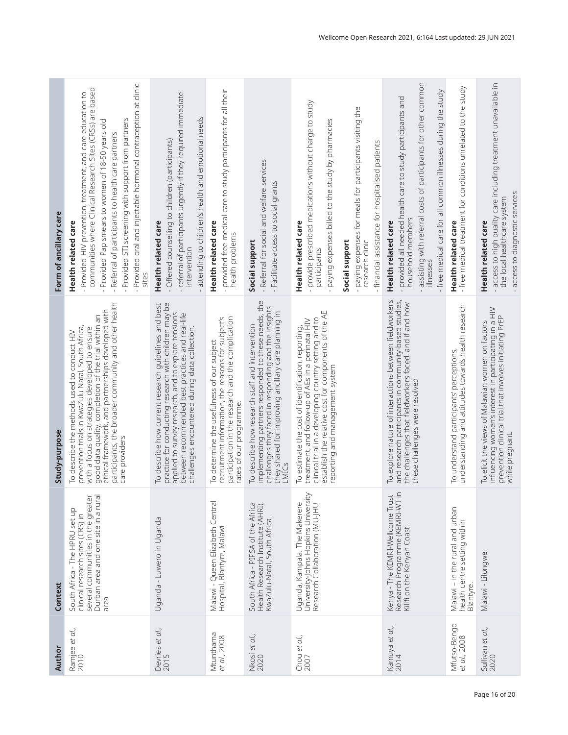| Author | Context | Study-purpose | Form of ancillary care |
| --- | --- | --- | --- |
| Ramjee *et al.*, 2010 | South Africa - The HPRU set up clinical research sites (CRS) in several communities in the greater Durban area and one site in a rural area | To describe the methods used to conduct HIV prevention trials in KwaZulu Natal, South Africa, with a focus on strategies developed to ensure good data quality, completion of the trial within an ethical framework, and partnerships developed with participants, the broader community and other health care providers | **Health related care**<br>- Provided HIV prevention, treatment, and care education to communities where Clinical Research Sites (CRSs) are based<br>- Provided Pap smears to women of 18-50 years old<br>- Referral of participants to health care partners<br>- Provided STI screening with support from partners<br>- Provided oral and injectable hormonal contraception at clinic sites |
| Devries *et al.*, 2015 | Uganda - Luwero in Uganda | To describe how current research guidelines and best practice for conducting research with children may be applied to survey research, and to explore tensions between recommended best practices and real-life challenges encountered during data collection. | **Health related care**<br>- Offered counselling to children (participants)<br>- referral of participants urgently if they required immediate intervention<br>- attending to children's health and emotional needs |
| Mtunthama *et al.*, 2008 | Malawi - Queen Elizabeth Central Hospital, Blantyre, Malawi | To determine the usefulness of our subject recruitment information, the reasons for subject's participation in the research and the complication rates of our programme. | **Health related care**<br>- provided free medical care to study participants for all their health problems |
| Nkosi *et al.*, 2020 | South Africa - PIPSA of the Africa Health Research Institute (AHRI), KwaZulu-Natal, South Africa. | To describe how research staff and intervention implementing partners responded to these needs, the challenges they faced in responding and the insights they shared for improving ancillary care planning in LMICs | **Social support**<br>- Referral for social and welfare services<br>- Facilitate access to social grants |
| Chou *et al.*, 2007 | Uganda, Kampala. The Makerere University-Johns Hopkins University Research Collaboration (MU-JHU | To estimate the cost of identification, reporting, treatment, and follow-up of AEs in a perinatal HIV clinical trial in a developing country setting and to establish the relative cost for components of the AE reporting and management system | **Health related care**<br>- provide prescribed medications without charge to study participants<br>- paying expenses billed to the study by pharmacies<br>**Social support**<br>- paying expenses for meals for participants visiting the research clinic<br>- financial assistance for hospitalised patients |
| Kamuya *et al.*, 2014 | Kenya - The KEMRI-Wellcome Trust Research Programme (KEMRI-WT in Kilifi on the Kenyan Coast. | To explore nature of interactions between fieldworkers and research participants in community-based studies, the challenges that fieldworkers faced, and if and how these challenges were resolved | **Health related care**<br>- provided all needed health care to study participants and household members<br>- assisting with referral costs of participants for other common illnesses<br>- free medical care for all common illnesses during the study |
| Mfutso-Bengo *et al.*, 2008 | Malawi – in the rural and urban health centre setting within Blantyre. | To understand participants' perceptions, understanding and attitudes towards health research | **Health related care**<br>- free medical treatment for conditions unrelated to the study |
| Sullivan *et al.*, 2020 | Malawi - Lilongwe | To elicit the views of Malawian women on factors influencing women's interest in participating in a HIV prevention clinical trial that involves initiating PrEP while pregnant. | **Health related care**<br>- access to high quality care including treatment unavailable in the local healthcare system<br>- access to diagnostic services |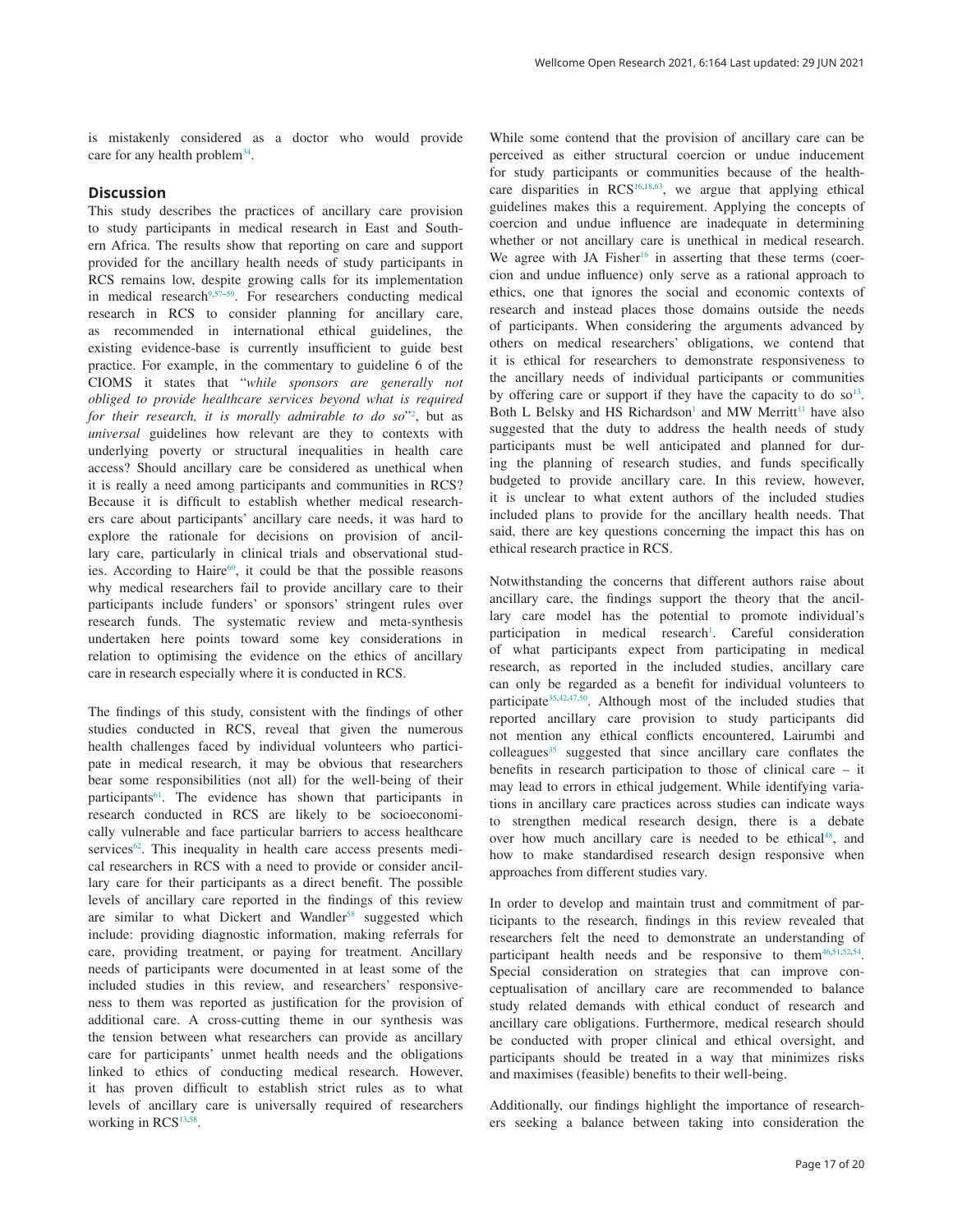is mistakenly considered as a doctor who would provide care for any health problem[34].

## Discussion

This study describes the practices of ancillary care provision to study participants in medical research in East and Southern Africa. The results show that reporting on care and support provided for the ancillary health needs of study participants in RCS remains low, despite growing calls for its implementation in medical research[9,57–59]. For researchers conducting medical research in RCS to consider planning for ancillary care, as recommended in international ethical guidelines, the existing evidence-base is currently insufficient to guide best practice. For example, in the commentary to guideline 6 of the CIOMS it states that "*while sponsors are generally not obliged to provide healthcare services beyond what is required for their research, it is morally admirable to do so*"[2], but as *universal* guidelines how relevant are they to contexts with underlying poverty or structural inequalities in health care access? Should ancillary care be considered as unethical when it is really a need among participants and communities in RCS? Because it is difficult to establish whether medical researchers care about participants' ancillary care needs, it was hard to explore the rationale for decisions on provision of ancillary care, particularly in clinical trials and observational studies. According to Haire[60], it could be that the possible reasons why medical researchers fail to provide ancillary care to their participants include funders' or sponsors' stringent rules over research funds. The systematic review and meta-synthesis undertaken here points toward some key considerations in relation to optimising the evidence on the ethics of ancillary care in research especially where it is conducted in RCS.

The findings of this study, consistent with the findings of other studies conducted in RCS, reveal that given the numerous health challenges faced by individual volunteers who participate in medical research, it may be obvious that researchers bear some responsibilities (not all) for the well-being of their participants[61]. The evidence has shown that participants in research conducted in RCS are likely to be socioeconomically vulnerable and face particular barriers to access healthcare services[62]. This inequality in health care access presents medical researchers in RCS with a need to provide or consider ancillary care for their participants as a direct benefit. The possible levels of ancillary care reported in the findings of this review are similar to what Dickert and Wandler[58] suggested which include: providing diagnostic information, making referrals for care, providing treatment, or paying for treatment. Ancillary needs of participants were documented in at least some of the included studies in this review, and researchers' responsiveness to them was reported as justification for the provision of additional care. A cross-cutting theme in our synthesis was the tension between what researchers can provide as ancillary care for participants' unmet health needs and the obligations linked to ethics of conducting medical research. However, it has proven difficult to establish strict rules as to what levels of ancillary care is universally required of researchers working in RCS[13,58].

While some contend that the provision of ancillary care can be perceived as either structural coercion or undue inducement for study participants or communities because of the healthcare disparities in RCS[16,18,63], we argue that applying ethical guidelines makes this a requirement. Applying the concepts of coercion and undue influence are inadequate in determining whether or not ancillary care is unethical in medical research. We agree with JA Fisher[16] in asserting that these terms (coercion and undue influence) only serve as a rational approach to ethics, one that ignores the social and economic contexts of research and instead places those domains outside the needs of participants. When considering the arguments advanced by others on medical researchers' obligations, we contend that it is ethical for researchers to demonstrate responsiveness to the ancillary needs of individual participants or communities by offering care or support if they have the capacity to do so[13]. Both L Belsky and HS Richardson[1] and MW Merritt[11] have also suggested that the duty to address the health needs of study participants must be well anticipated and planned for during the planning of research studies, and funds specifically budgeted to provide ancillary care. In this review, however, it is unclear to what extent authors of the included studies included plans to provide for the ancillary health needs. That said, there are key questions concerning the impact this has on ethical research practice in RCS.

Notwithstanding the concerns that different authors raise about ancillary care, the findings support the theory that the ancillary care model has the potential to promote individual's participation in medical research[1]. Careful consideration of what participants expect from participating in medical research, as reported in the included studies, ancillary care can only be regarded as a benefit for individual volunteers to participate[35,42,47,50]. Although most of the included studies that reported ancillary care provision to study participants did not mention any ethical conflicts encountered, Lairumbi and colleagues[35] suggested that since ancillary care conflates the benefits in research participation to those of clinical care – it may lead to errors in ethical judgement. While identifying variations in ancillary care practices across studies can indicate ways to strengthen medical research design, there is a debate over how much ancillary care is needed to be ethical[48], and how to make standardised research design responsive when approaches from different studies vary.

In order to develop and maintain trust and commitment of participants to the research, findings in this review revealed that researchers felt the need to demonstrate an understanding of participant health needs and be responsive to them[46,51,52,54]. Special consideration on strategies that can improve conceptualisation of ancillary care are recommended to balance study related demands with ethical conduct of research and ancillary care obligations. Furthermore, medical research should be conducted with proper clinical and ethical oversight, and participants should be treated in a way that minimizes risks and maximises (feasible) benefits to their well-being.

Additionally, our findings highlight the importance of researchers seeking a balance between taking into consideration the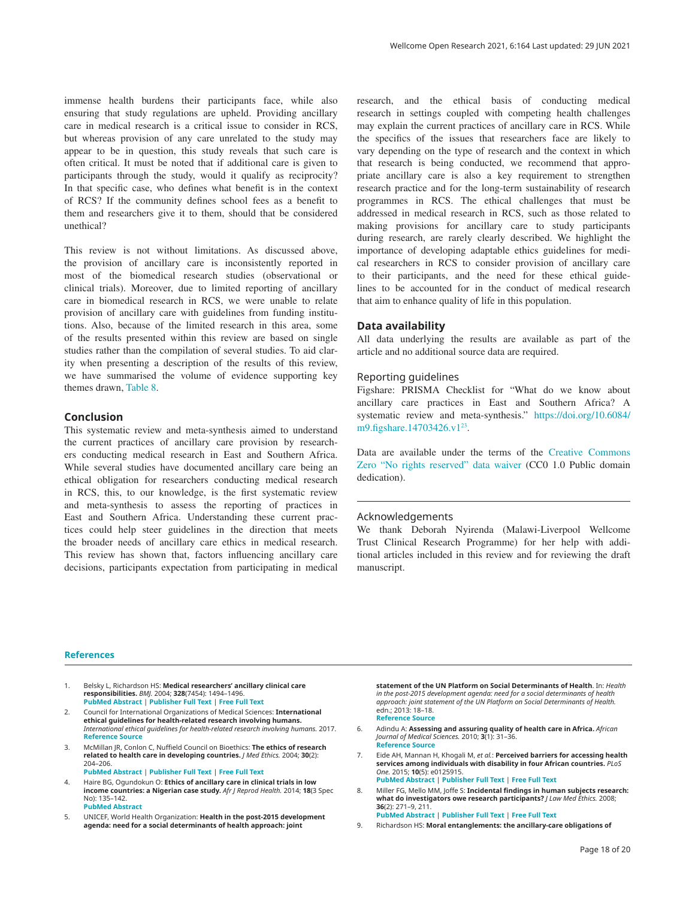immense health burdens their participants face, while also ensuring that study regulations are upheld. Providing ancillary care in medical research is a critical issue to consider in RCS, but whereas provision of any care unrelated to the study may appear to be in question, this study reveals that such care is often critical. It must be noted that if additional care is given to participants through the study, would it qualify as reciprocity? In that specific case, who defines what benefit is in the context of RCS? If the community defines school fees as a benefit to them and researchers give it to them, should that be considered unethical?

This review is not without limitations. As discussed above, the provision of ancillary care is inconsistently reported in most of the biomedical research studies (observational or clinical trials). Moreover, due to limited reporting of ancillary care in biomedical research in RCS, we were unable to relate provision of ancillary care with guidelines from funding institutions. Also, because of the limited research in this area, some of the results presented within this review are based on single studies rather than the compilation of several studies. To aid clarity when presenting a description of the results of this review, we have summarised the volume of evidence supporting key themes drawn, Table 8.

## Conclusion

This systematic review and meta-synthesis aimed to understand the current practices of ancillary care provision by researchers conducting medical research in East and Southern Africa. While several studies have documented ancillary care being an ethical obligation for researchers conducting medical research in RCS, this, to our knowledge, is the first systematic review and meta-synthesis to assess the reporting of practices in East and Southern Africa. Understanding these current practices could help steer guidelines in the direction that meets the broader needs of ancillary care ethics in medical research. This review has shown that, factors influencing ancillary care decisions, participants expectation from participating in medical research, and the ethical basis of conducting medical research in settings coupled with competing health challenges may explain the current practices of ancillary care in RCS. While the specifics of the issues that researchers face are likely to vary depending on the type of research and the context in which that research is being conducted, we recommend that appropriate ancillary care is also a key requirement to strengthen research practice and for the long-term sustainability of research programmes in RCS. The ethical challenges that must be addressed in medical research in RCS, such as those related to making provisions for ancillary care to study participants during research, are rarely clearly described. We highlight the importance of developing adaptable ethics guidelines for medical researchers in RCS to consider provision of ancillary care to their participants, and the need for these ethical guidelines to be accounted for in the conduct of medical research that aim to enhance quality of life in this population.

## Data availability

All data underlying the results are available as part of the article and no additional source data are required.

### Reporting guidelines

Figshare: PRISMA Checklist for "What do we know about ancillary care practices in East and Southern Africa? A systematic review and meta-synthesis." https://doi.org/10.6084/m9.figshare.14703426.v1[23].

Data are available under the terms of the Creative Commons Zero "No rights reserved" data waiver (CC0 1.0 Public domain dedication).

### Acknowledgements

We thank Deborah Nyirenda (Malawi-Liverpool Wellcome Trust Clinical Research Programme) for her help with additional articles included in this review and for reviewing the draft manuscript.

## References

1. Belsky L, Richardson HS: **Medical researchers' ancillary clinical care responsibilities.** *BMJ.* 2004; **328**(7454): 1494–1496.
   PubMed Abstract | Publisher Full Text | Free Full Text
2. Council for International Organizations of Medical Sciences: **International ethical guidelines for health-related research involving humans.** *International ethical guidelines for health-related research involving humans.* 2017.
   Reference Source
3. McMillan JR, Conlon C, Nuffield Council on Bioethics: **The ethics of research related to health care in developing countries.** *J Med Ethics.* 2004; **30**(2): 204–206.
   PubMed Abstract | Publisher Full Text | Free Full Text
4. Haire BG, Ogundokun O: **Ethics of ancillary care in clinical trials in low income countries: a Nigerian case study.** *Afr J Reprod Health.* 2014; **18**(3 Spec No): 135–142.
   PubMed Abstract
5. UNICEF, World Health Organization: **Health in the post-2015 development agenda: need for a social determinants of health approach: joint statement of the UN Platform on Social Determinants of Health**. In: *Health in the post-2015 development agenda: need for a social determinants of health approach: joint statement of the UN Platform on Social Determinants of Health.* edn.; 2013: 18–18.
   Reference Source
6. Adindu A: **Assessing and assuring quality of health care in Africa.** *African Journal of Medical Sciences.* 2010; **3**(1): 31–36.
   Reference Source
7. Eide AH, Mannan H, Khogali M, *et al.*: **Perceived barriers for accessing health services among individuals with disability in four African countries.** *PLoS One.* 2015; **10**(5): e0125915.
   PubMed Abstract | Publisher Full Text | Free Full Text
8. Miller FG, Mello MM, Joffe S: **Incidental findings in human subjects research: what do investigators owe research participants?** *J Law Med Ethics.* 2008; **36**(2): 271–9, 211.
   PubMed Abstract | Publisher Full Text | Free Full Text
9. Richardson HS: **Moral entanglements: the ancillary-care obligations of**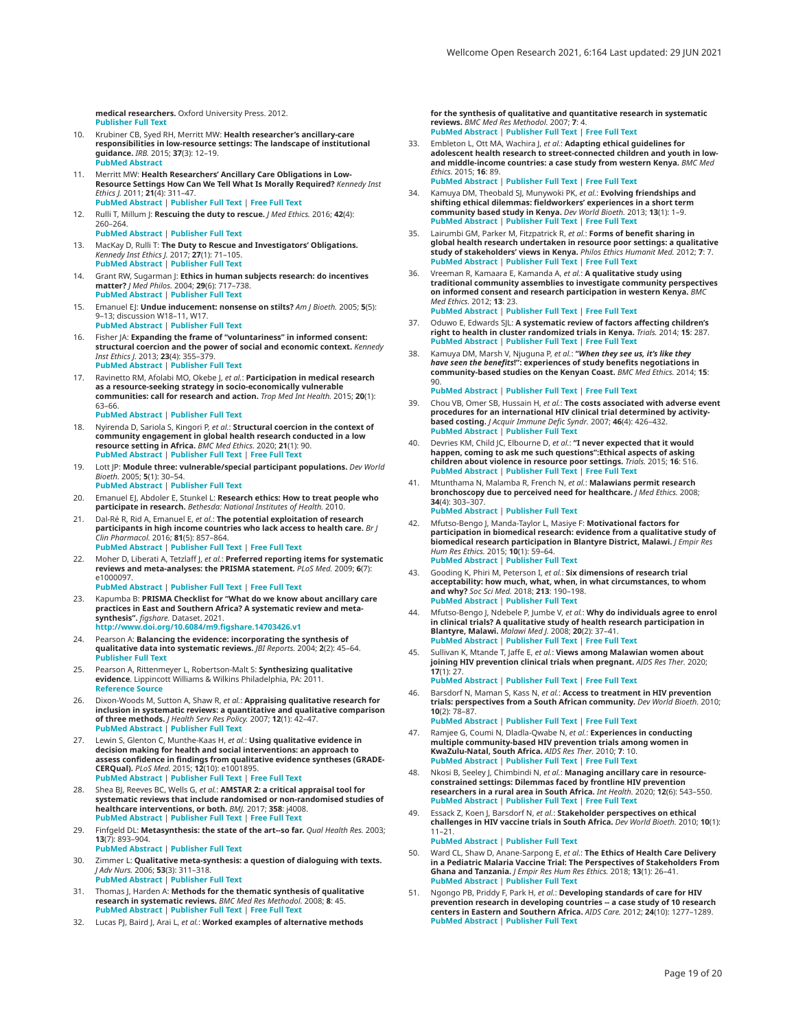**medical researchers.** Oxford University Press. 2012.
Publisher Full Text

10. Krubiner CB, Syed RH, Merritt MW: **Health researcher's ancillary-care responsibilities in low-resource settings: The landscape of institutional guidance.** *IRB.* 2015; **37**(3): 12–19.
PubMed Abstract

11. Merritt MW: **Health Researchers' Ancillary Care Obligations in Low-Resource Settings How Can We Tell What Is Morally Required?** *Kennedy Inst Ethics J.* 2011; **21**(4): 311–47.
PubMed Abstract | Publisher Full Text | Free Full Text

12. Rulli T, Millum J: **Rescuing the duty to rescue.** *J Med Ethics.* 2016; **42**(4): 260–264.
PubMed Abstract | Publisher Full Text

13. MacKay D, Rulli T: **The Duty to Rescue and Investigators' Obligations.** *Kennedy Inst Ethics J.* 2017; **27**(1): 71–105.
PubMed Abstract | Publisher Full Text

14. Grant RW, Sugarman J: **Ethics in human subjects research: do incentives matter?** *J Med Philos.* 2004; **29**(6): 717–738.
PubMed Abstract | Publisher Full Text

15. Emanuel EJ: **Undue inducement: nonsense on stilts?** *Am J Bioeth.* 2005; **5**(5): 9–13; discussion W18–11, W17.
PubMed Abstract | Publisher Full Text

16. Fisher JA: **Expanding the frame of "voluntariness" in informed consent: structural coercion and the power of social and economic context.** *Kennedy Inst Ethics J.* 2013; **23**(4): 355–379.
PubMed Abstract | Publisher Full Text

17. Ravinetto RM, Afolabi MO, Okebe J, *et al.*: **Participation in medical research as a resource-seeking strategy in socio-economically vulnerable communities: call for research and action.** *Trop Med Int Health.* 2015; **20**(1): 63–66.
PubMed Abstract | Publisher Full Text

18. Nyirenda D, Sariola S, Kingori P, *et al.*: **Structural coercion in the context of community engagement in global health research conducted in a low resource setting in Africa.** *BMC Med Ethics.* 2020; **21**(1): 90.
PubMed Abstract | Publisher Full Text | Free Full Text

19. Lott JP: **Module three: vulnerable/special participant populations.** *Dev World Bioeth.* 2005; **5**(1): 30–54.
PubMed Abstract | Publisher Full Text

20. Emanuel EJ, Abdoler E, Stunkel L: **Research ethics: How to treat people who participate in research.** *Bethesda: National Institutes of Health.* 2010.

21. Dal-Ré R, Rid A, Emanuel E, *et al.*: **The potential exploitation of research participants in high income countries who lack access to health care.** *Br J Clin Pharmacol.* 2016; **81**(5): 857–864.
PubMed Abstract | Publisher Full Text | Free Full Text

22. Moher D, Liberati A, Tetzlaff J, *et al.*: **Preferred reporting items for systematic reviews and meta-analyses: the PRISMA statement.** *PLoS Med.* 2009; **6**(7): e1000097.
PubMed Abstract | Publisher Full Text | Free Full Text

23. Kapumba B: **PRISMA Checklist for "What do we know about ancillary care practices in East and Southern Africa? A systematic review and meta-synthesis".** *figshare.* Dataset. 2021.
http://www.doi.org/10.6084/m9.figshare.14703426.v1

24. Pearson A: **Balancing the evidence: incorporating the synthesis of qualitative data into systematic reviews.** *JBI Reports.* 2004; **2**(2): 45–64.
Publisher Full Text

25. Pearson A, Rittenmeyer L, Robertson-Malt S: **Synthesizing qualitative evidence**. Lippincott Williams & Wilkins Philadelphia, PA: 2011.
Reference Source

26. Dixon-Woods M, Sutton A, Shaw R, *et al.*: **Appraising qualitative research for inclusion in systematic reviews: a quantitative and qualitative comparison of three methods.** *J Health Serv Res Policy.* 2007; **12**(1): 42–47.
PubMed Abstract | Publisher Full Text

27. Lewin S, Glenton C, Munthe-Kaas H, *et al.*: **Using qualitative evidence in decision making for health and social interventions: an approach to assess confidence in findings from qualitative evidence syntheses (GRADE-CERQual).** *PLoS Med.* 2015; **12**(10): e1001895.
PubMed Abstract | Publisher Full Text | Free Full Text

28. Shea BJ, Reeves BC, Wells G, *et al.*: **AMSTAR 2: a critical appraisal tool for systematic reviews that include randomised or non-randomised studies of healthcare interventions, or both.** *BMJ.* 2017; **358**: j4008.
PubMed Abstract | Publisher Full Text | Free Full Text

29. Finfgeld DL: **Metasynthesis: the state of the art--so far.** *Qual Health Res.* 2003; **13**(7): 893–904.
PubMed Abstract | Publisher Full Text

30. Zimmer L: **Qualitative meta-synthesis: a question of dialoguing with texts.** *J Adv Nurs.* 2006; **53**(3): 311–318.
PubMed Abstract | Publisher Full Text

31. Thomas J, Harden A: **Methods for the thematic synthesis of qualitative research in systematic reviews.** *BMC Med Res Methodol.* 2008; **8**: 45.
PubMed Abstract | Publisher Full Text | Free Full Text

32. Lucas PJ, Baird J, Arai L, *et al.*: **Worked examples of alternative methods for the synthesis of qualitative and quantitative research in systematic reviews.** *BMC Med Res Methodol.* 2007; **7**: 4.
PubMed Abstract | Publisher Full Text | Free Full Text

33. Embleton L, Ott MA, Wachira J, *et al.*: **Adapting ethical guidelines for adolescent health research to street-connected children and youth in low- and middle-income countries: a case study from western Kenya.** *BMC Med Ethics.* 2015; **16**: 89.
PubMed Abstract | Publisher Full Text | Free Full Text

34. Kamuya DM, Theobald SJ, Munywoki PK, *et al.*: **Evolving friendships and shifting ethical dilemmas: fieldworkers' experiences in a short term community based study in Kenya.** *Dev World Bioeth.* 2013; **13**(1): 1–9.
PubMed Abstract | Publisher Full Text | Free Full Text

35. Lairumbi GM, Parker M, Fitzpatrick R, *et al.*: **Forms of benefit sharing in global health research undertaken in resource poor settings: a qualitative study of stakeholders' views in Kenya.** *Philos Ethics Humanit Med.* 2012; **7**: 7.
PubMed Abstract | Publisher Full Text | Free Full Text

36. Vreeman R, Kamaara E, Kamanda A, *et al.*: **A qualitative study using traditional community assemblies to investigate community perspectives on informed consent and research participation in western Kenya.** *BMC Med Ethics.* 2012; **13**: 23.
PubMed Abstract | Publisher Full Text | Free Full Text

37. Oduwo E, Edwards SJL: **A systematic review of factors affecting children's right to health in cluster randomized trials in Kenya.** *Trials.* 2014; **15**: 287.
PubMed Abstract | Publisher Full Text | Free Full Text

38. Kamuya DM, Marsh V, Njuguna P, *et al.*: ***"When they see us, it's like they have seen the benefits!"*: experiences of study benefits negotiations in community-based studies on the Kenyan Coast.** *BMC Med Ethics.* 2014; **15**: 90.
PubMed Abstract | Publisher Full Text | Free Full Text

39. Chou VB, Omer SB, Hussain H, *et al.*: **The costs associated with adverse event procedures for an international HIV clinical trial determined by activity-based costing.** *J Acquir Immune Defic Syndr.* 2007; **46**(4): 426–432.
PubMed Abstract | Publisher Full Text

40. Devries KM, Child JC, Elbourne D, *et al.*: **"I never expected that it would happen, coming to ask me such questions":Ethical aspects of asking children about violence in resource poor settings.** *Trials.* 2015; **16**: 516.
PubMed Abstract | Publisher Full Text | Free Full Text

41. Mtunthama N, Malamba R, French N, *et al.*: **Malawians permit research bronchoscopy due to perceived need for healthcare.** *J Med Ethics.* 2008; **34**(4): 303–307.
PubMed Abstract | Publisher Full Text

42. Mfutso-Bengo J, Manda-Taylor L, Masiye F: **Motivational factors for participation in biomedical research: evidence from a qualitative study of biomedical research participation in Blantyre District, Malawi.** *J Empir Res Hum Res Ethics.* 2015; **10**(1): 59–64.
PubMed Abstract | Publisher Full Text

43. Gooding K, Phiri M, Peterson I, *et al.*: **Six dimensions of research trial acceptability: how much, what, when, in what circumstances, to whom and why?** *Soc Sci Med.* 2018; **213**: 190–198.
PubMed Abstract | Publisher Full Text

44. Mfutso-Bengo J, Ndebele P, Jumbe V, *et al.*: **Why do individuals agree to enrol in clinical trials? A qualitative study of health research participation in Blantyre, Malawi.** *Malawi Med J.* 2008; **20**(2): 37–41.
PubMed Abstract | Publisher Full Text | Free Full Text

45. Sullivan K, Mtande T, Jaffe E, *et al.*: **Views among Malawian women about joining HIV prevention clinical trials when pregnant.** *AIDS Res Ther.* 2020; **17**(1): 27.
PubMed Abstract | Publisher Full Text | Free Full Text

46. Barsdorf N, Maman S, Kass N, *et al.*: **Access to treatment in HIV prevention trials: perspectives from a South African community.** *Dev World Bioeth.* 2010; **10**(2): 78–87.
PubMed Abstract | Publisher Full Text | Free Full Text

47. Ramjee G, Coumi N, Dladla-Qwabe N, *et al.*: **Experiences in conducting multiple community-based HIV prevention trials among women in KwaZulu-Natal, South Africa.** *AIDS Res Ther.* 2010; **7**: 10.
PubMed Abstract | Publisher Full Text | Free Full Text

48. Nkosi B, Seeley J, Chimbindi N, *et al.*: **Managing ancillary care in resource-constrained settings: Dilemmas faced by frontline HIV prevention researchers in a rural area in South Africa.** *Int Health.* 2020; **12**(6): 543–550.
PubMed Abstract | Publisher Full Text | Free Full Text

49. Essack Z, Koen J, Barsdorf N, *et al.*: **Stakeholder perspectives on ethical challenges in HIV vaccine trials in South Africa.** *Dev World Bioeth.* 2010; **10**(1): 11–21.
PubMed Abstract | Publisher Full Text

50. Ward CL, Shaw D, Anane-Sarpong E, *et al.*: **The Ethics of Health Care Delivery in a Pediatric Malaria Vaccine Trial: The Perspectives of Stakeholders From Ghana and Tanzania.** *J Empir Res Hum Res Ethics.* 2018; **13**(1): 26–41.
PubMed Abstract | Publisher Full Text

51. Ngongo PB, Priddy F, Park H, *et al.*: **Developing standards of care for HIV prevention research in developing countries -- a case study of 10 research centers in Eastern and Southern Africa.** *AIDS Care.* 2012; **24**(10): 1277–1289.
PubMed Abstract | Publisher Full Text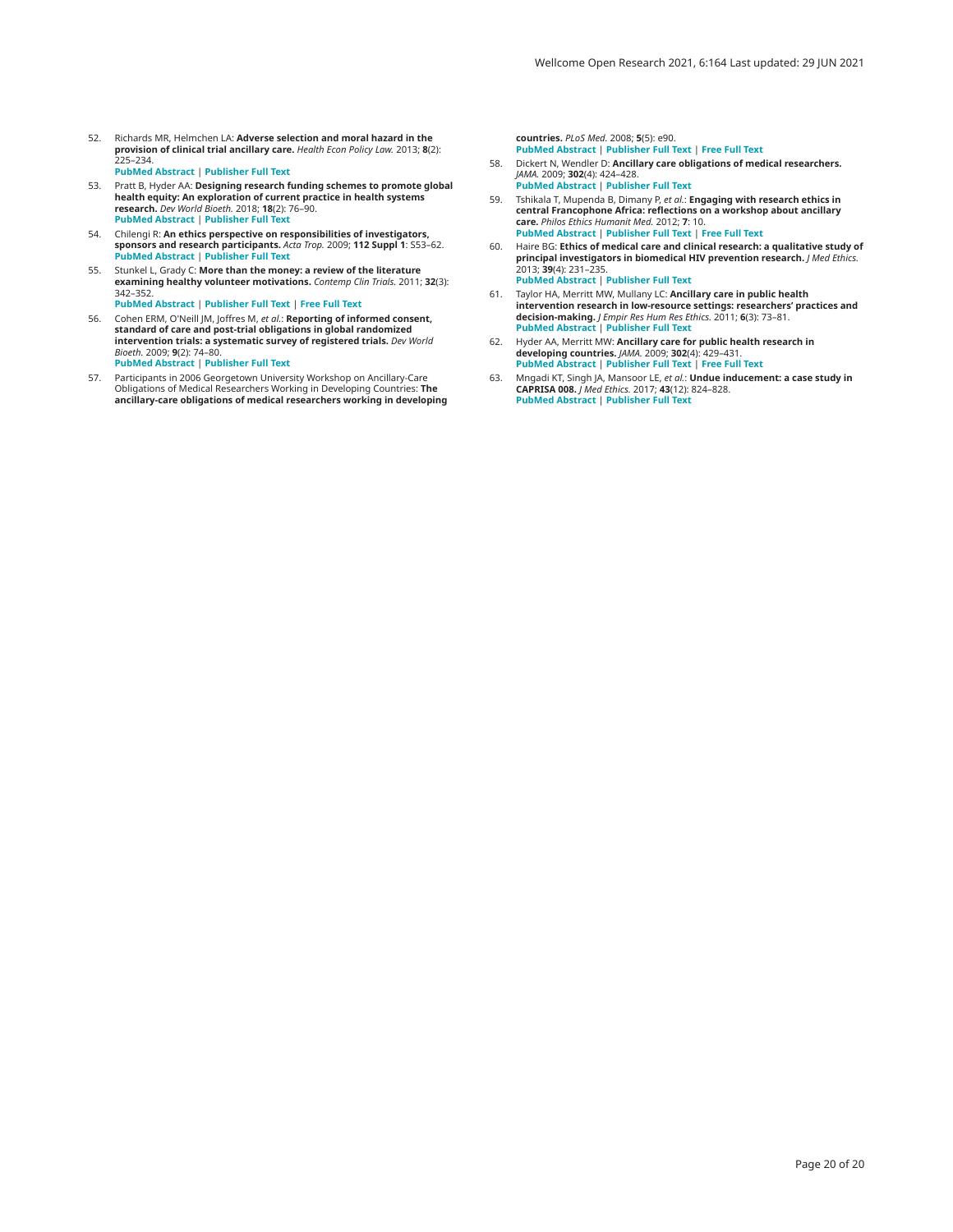52. Richards MR, Helmchen LA: **Adverse selection and moral hazard in the provision of clinical trial ancillary care.** *Health Econ Policy Law.* 2013; **8**(2): 225–234.
PubMed Abstract | Publisher Full Text

53. Pratt B, Hyder AA: **Designing research funding schemes to promote global health equity: An exploration of current practice in health systems research.** *Dev World Bioeth.* 2018; **18**(2): 76–90.
PubMed Abstract | Publisher Full Text

54. Chilengi R: **An ethics perspective on responsibilities of investigators, sponsors and research participants.** *Acta Trop.* 2009; **112 Suppl 1**: S53–62.
PubMed Abstract | Publisher Full Text

55. Stunkel L, Grady C: **More than the money: a review of the literature examining healthy volunteer motivations.** *Contemp Clin Trials.* 2011; **32**(3): 342–352.
PubMed Abstract | Publisher Full Text | Free Full Text

56. Cohen ERM, O'Neill JM, Joffres M, *et al.*: **Reporting of informed consent, standard of care and post-trial obligations in global randomized intervention trials: a systematic survey of registered trials.** *Dev World Bioeth.* 2009; **9**(2): 74–80.
PubMed Abstract | Publisher Full Text

57. Participants in 2006 Georgetown University Workshop on Ancillary-Care Obligations of Medical Researchers Working in Developing Countries: **The ancillary-care obligations of medical researchers working in developing countries.** *PLoS Med.* 2008; **5**(5): e90.
PubMed Abstract | Publisher Full Text | Free Full Text

58. Dickert N, Wendler D: **Ancillary care obligations of medical researchers.** *JAMA.* 2009; **302**(4): 424–428.
PubMed Abstract | Publisher Full Text

59. Tshikala T, Mupenda B, Dimany P, *et al.*: **Engaging with research ethics in central Francophone Africa: reflections on a workshop about ancillary care.** *Philos Ethics Humanit Med.* 2012; **7**: 10.
PubMed Abstract | Publisher Full Text | Free Full Text

60. Haire BG: **Ethics of medical care and clinical research: a qualitative study of principal investigators in biomedical HIV prevention research.** *J Med Ethics.* 2013; **39**(4): 231–235.
PubMed Abstract | Publisher Full Text

61. Taylor HA, Merritt MW, Mullany LC: **Ancillary care in public health intervention research in low-resource settings: researchers' practices and decision-making.** *J Empir Res Hum Res Ethics.* 2011; **6**(3): 73–81.
PubMed Abstract | Publisher Full Text

62. Hyder AA, Merritt MW: **Ancillary care for public health research in developing countries.** *JAMA.* 2009; **302**(4): 429–431.
PubMed Abstract | Publisher Full Text | Free Full Text

63. Mngadi KT, Singh JA, Mansoor LE, *et al.*: **Undue inducement: a case study in CAPRISA 008.** *J Med Ethics.* 2017; **43**(12): 824–828.
PubMed Abstract | Publisher Full Text